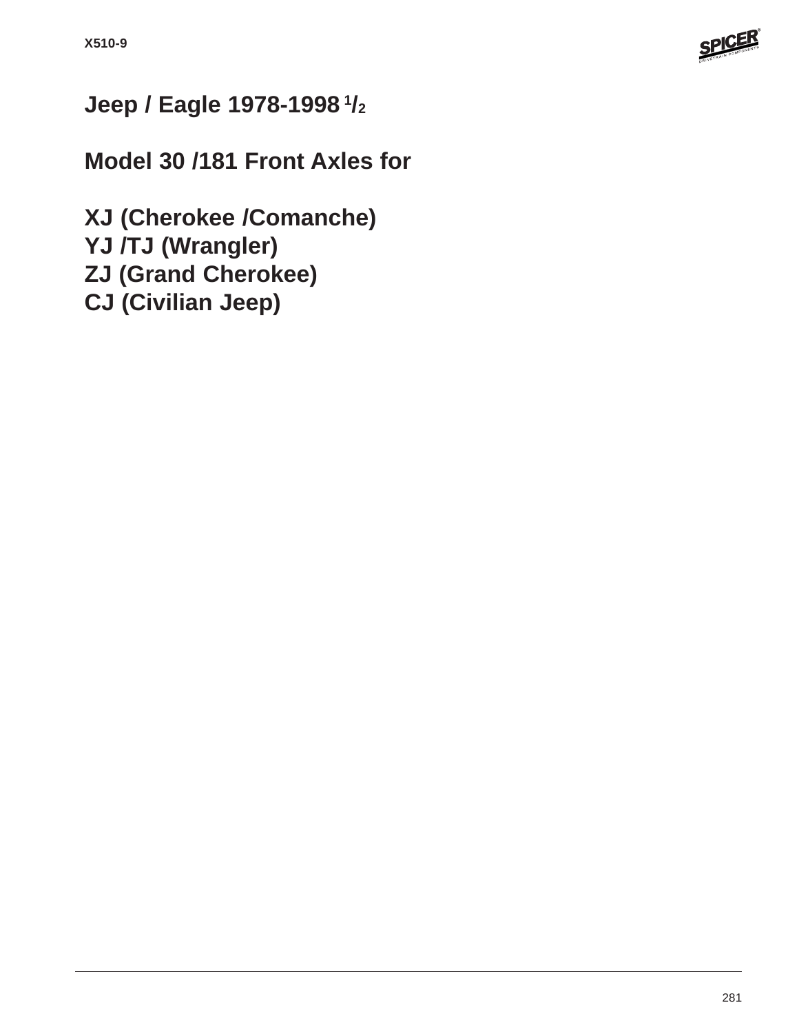# Jeep / Eagle 1978-1998 1/2

## Model 30 /181 Front Axles for

**XJ (Cherokee /Comanche)**
**YJ /TJ (Wrangler)**
**ZJ (Grand Cherokee)**
**CJ (Civilian Jeep)**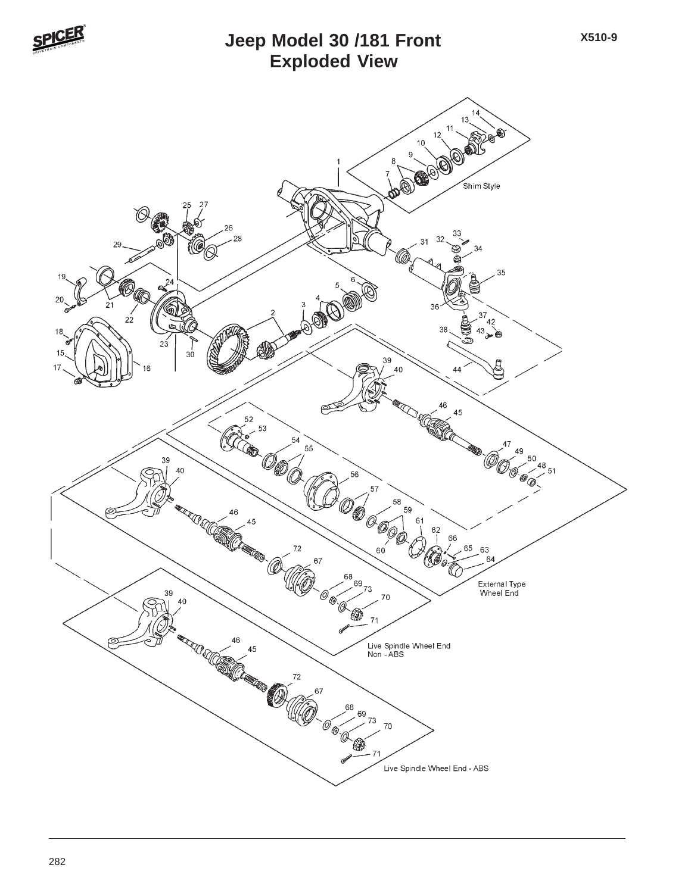# Jeep Model 30 /181 Front Exploded View

X510-9

Shim Style

External Type Wheel End

Live Spindle Wheel End Non - ABS

Live Spindle Wheel End - ABS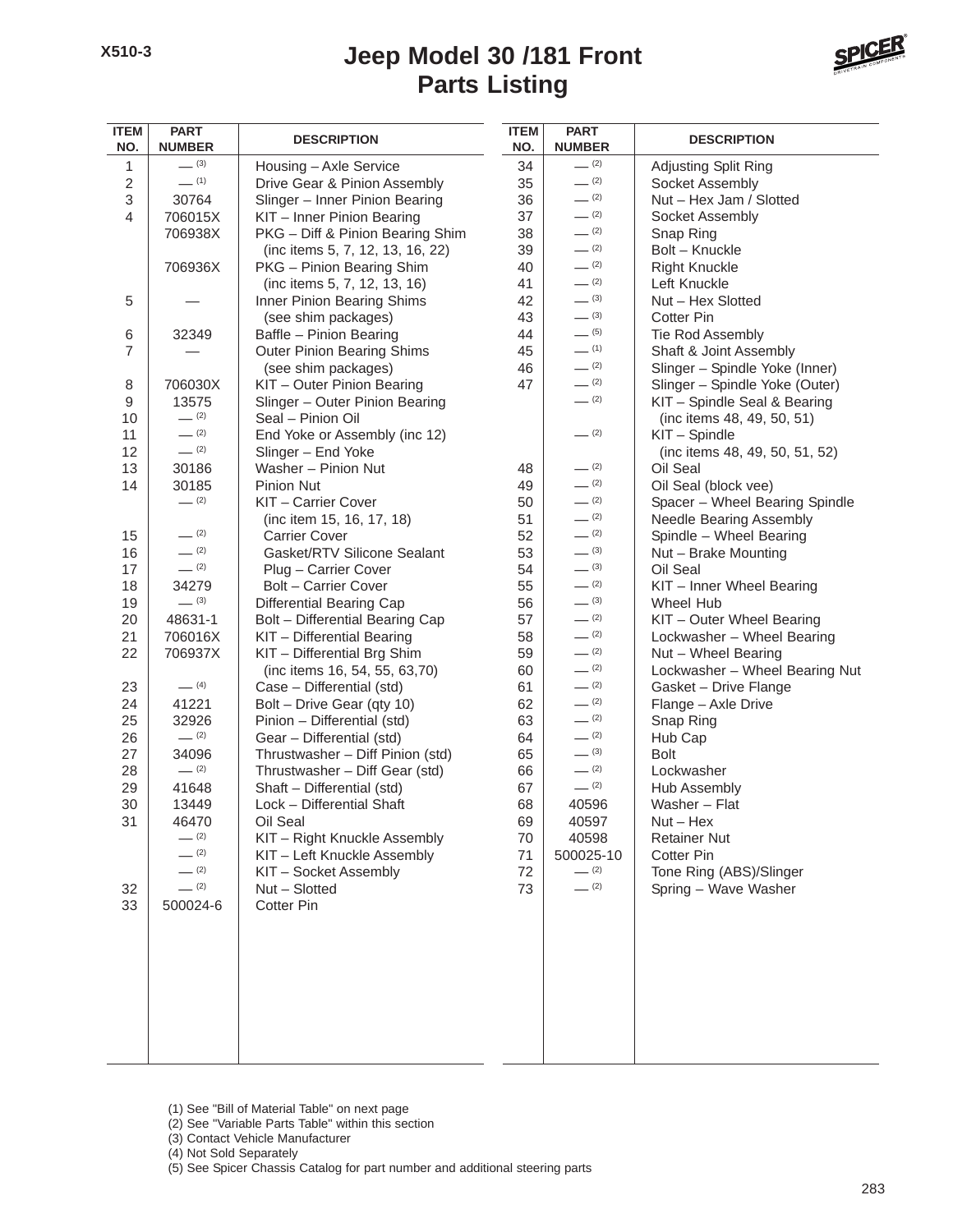# Jeep Model 30 /181 Front
## Parts Listing

| ITEM NO. | PART NUMBER | DESCRIPTION |
|---|---|---|
| 1 | — (3) | Housing – Axle Service |
| 2 | — (1) | Drive Gear & Pinion Assembly |
| 3 | 30764 | Slinger – Inner Pinion Bearing |
| 4 | 706015X | KIT – Inner Pinion Bearing |
| | 706938X | PKG – Diff & Pinion Bearing Shim (inc items 5, 7, 12, 13, 16, 22) |
| | 706936X | PKG – Pinion Bearing Shim (inc items 5, 7, 12, 13, 16) |
| 5 | — | Inner Pinion Bearing Shims (see shim packages) |
| 6 | 32349 | Baffle – Pinion Bearing |
| 7 | — | Outer Pinion Bearing Shims (see shim packages) |
| 8 | 706030X | KIT – Outer Pinion Bearing |
| 9 | 13575 | Slinger – Outer Pinion Bearing |
| 10 | — (2) | Seal – Pinion Oil |
| 11 | — (2) | End Yoke or Assembly (inc 12) |
| 12 | — (2) | Slinger – End Yoke |
| 13 | 30186 | Washer – Pinion Nut |
| 14 | 30185 | Pinion Nut |
| | — (2) | KIT – Carrier Cover (inc item 15, 16, 17, 18) |
| 15 | — (2) | Carrier Cover |
| 16 | — (2) | Gasket/RTV Silicone Sealant |
| 17 | — (2) | Plug – Carrier Cover |
| 18 | 34279 | Bolt – Carrier Cover |
| 19 | — (3) | Differential Bearing Cap |
| 20 | 48631-1 | Bolt – Differential Bearing Cap |
| 21 | 706016X | KIT – Differential Bearing |
| 22 | 706937X | KIT – Differential Brg Shim (inc items 16, 54, 55, 63,70) |
| 23 | — (4) | Case – Differential (std) |
| 24 | 41221 | Bolt – Drive Gear (qty 10) |
| 25 | 32926 | Pinion – Differential (std) |
| 26 | — (2) | Gear – Differential (std) |
| 27 | 34096 | Thrustwasher – Diff Pinion (std) |
| 28 | — (2) | Thrustwasher – Diff Gear (std) |
| 29 | 41648 | Shaft – Differential (std) |
| 30 | 13449 | Lock – Differential Shaft |
| 31 | 46470 | Oil Seal |
| | — (2) | KIT – Right Knuckle Assembly |
| | — (2) | KIT – Left Knuckle Assembly |
| | — (2) | KIT – Socket Assembly |
| 32 | — (2) | Nut – Slotted |
| 33 | 500024-6 | Cotter Pin |
| 34 | — (2) | Adjusting Split Ring |
| 35 | — (2) | Socket Assembly |
| 36 | — (2) | Nut – Hex Jam / Slotted |
| 37 | — (2) | Socket Assembly |
| 38 | — (2) | Snap Ring |
| 39 | — (2) | Bolt – Knuckle |
| 40 | — (2) | Right Knuckle |
| 41 | — (2) | Left Knuckle |
| 42 | — (3) | Nut – Hex Slotted |
| 43 | — (3) | Cotter Pin |
| 44 | — (5) | Tie Rod Assembly |
| 45 | — (1) | Shaft & Joint Assembly |
| 46 | — (2) | Slinger – Spindle Yoke (Inner) |
| 47 | — (2) | Slinger – Spindle Yoke (Outer) |
| | — (2) | KIT – Spindle Seal & Bearing (inc items 48, 49, 50, 51) |
| | — (2) | KIT – Spindle (inc items 48, 49, 50, 51, 52) |
| 48 | — (2) | Oil Seal |
| 49 | — (2) | Oil Seal (block vee) |
| 50 | — (2) | Spacer – Wheel Bearing Spindle |
| 51 | — (2) | Needle Bearing Assembly |
| 52 | — (2) | Spindle – Wheel Bearing |
| 53 | — (3) | Nut – Brake Mounting |
| 54 | — (3) | Oil Seal |
| 55 | — (2) | KIT – Inner Wheel Bearing |
| 56 | — (3) | Wheel Hub |
| 57 | — (2) | KIT – Outer Wheel Bearing |
| 58 | — (2) | Lockwasher – Wheel Bearing |
| 59 | — (2) | Nut – Wheel Bearing |
| 60 | — (2) | Lockwasher – Wheel Bearing Nut |
| 61 | — (2) | Gasket – Drive Flange |
| 62 | — (2) | Flange – Axle Drive |
| 63 | — (2) | Snap Ring |
| 64 | — (2) | Hub Cap |
| 65 | — (3) | Bolt |
| 66 | — (2) | Lockwasher |
| 67 | — (2) | Hub Assembly |
| 68 | 40596 | Washer – Flat |
| 69 | 40597 | Nut – Hex |
| 70 | 40598 | Retainer Nut |
| 71 | 500025-10 | Cotter Pin |
| 72 | — (2) | Tone Ring (ABS)/Slinger |
| 73 | — (2) | Spring – Wave Washer |

(1) See "Bill of Material Table" on next page
(2) See "Variable Parts Table" within this section
(3) Contact Vehicle Manufacturer
(4) Not Sold Separately
(5) See Spicer Chassis Catalog for part number and additional steering parts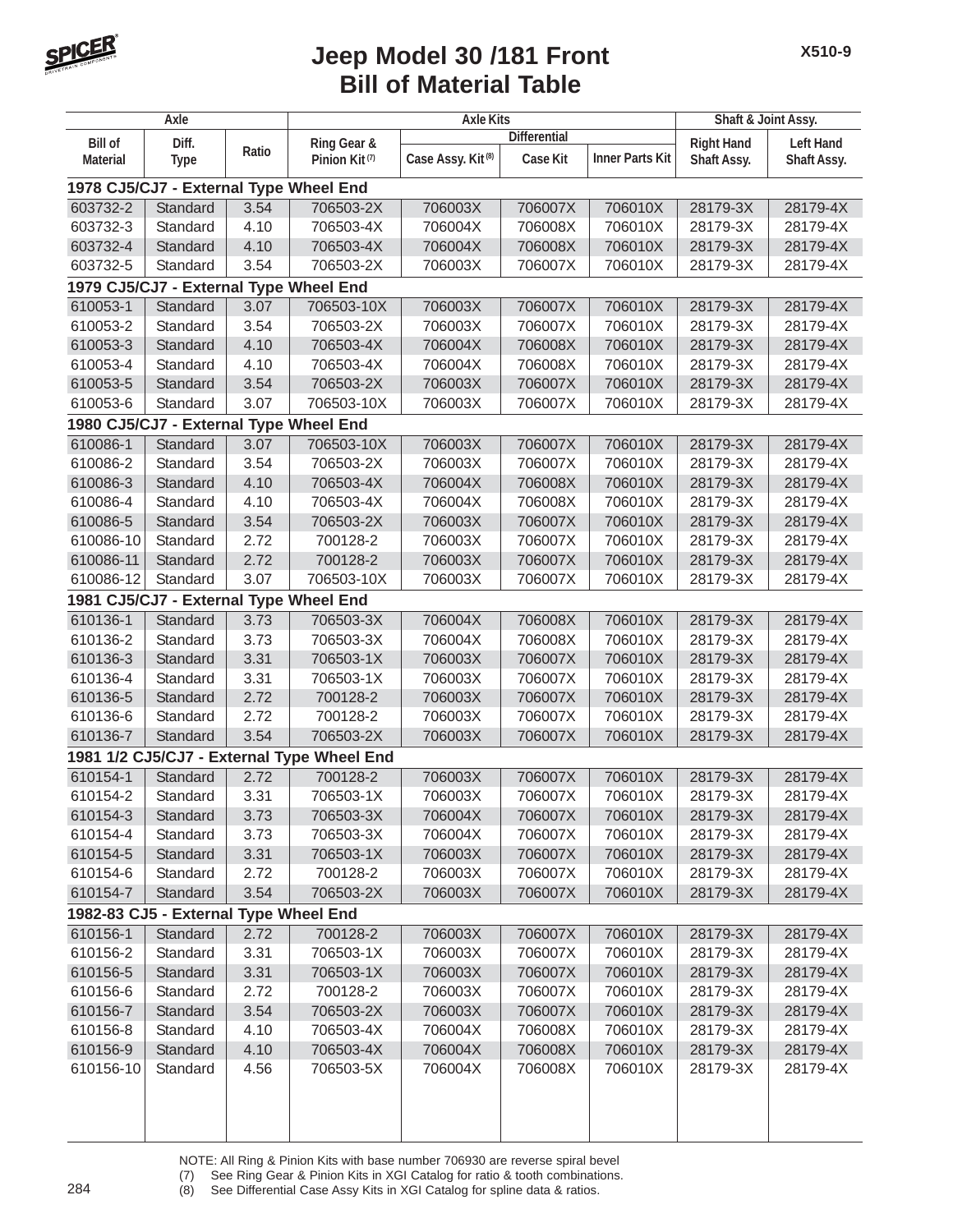# Jeep Model 30 /181 Front
# Bill of Material Table

| Axle | | | Axle Kits | | | | Shaft & Joint Assy. | |
|---|---|---|---|---|---|---|---|---|
| | | | | Differential | | | | |
| Bill of Material | Diff. Type | Ratio | Ring Gear & Pinion Kit (7) | Case Assy. Kit (8) | Case Kit | Inner Parts Kit | Right Hand Shaft Assy. | Left Hand Shaft Assy. |
| **1978 CJ5/CJ7 - External Type Wheel End** | | | | | | | | |
| 603732-2 | Standard | 3.54 | 706503-2X | 706003X | 706007X | 706010X | 28179-3X | 28179-4X |
| 603732-3 | Standard | 4.10 | 706503-4X | 706004X | 706008X | 706010X | 28179-3X | 28179-4X |
| 603732-4 | Standard | 4.10 | 706503-4X | 706004X | 706008X | 706010X | 28179-3X | 28179-4X |
| 603732-5 | Standard | 3.54 | 706503-2X | 706003X | 706007X | 706010X | 28179-3X | 28179-4X |
| **1979 CJ5/CJ7 - External Type Wheel End** | | | | | | | | |
| 610053-1 | Standard | 3.07 | 706503-10X | 706003X | 706007X | 706010X | 28179-3X | 28179-4X |
| 610053-2 | Standard | 3.54 | 706503-2X | 706003X | 706007X | 706010X | 28179-3X | 28179-4X |
| 610053-3 | Standard | 4.10 | 706503-4X | 706004X | 706008X | 706010X | 28179-3X | 28179-4X |
| 610053-4 | Standard | 4.10 | 706503-4X | 706004X | 706008X | 706010X | 28179-3X | 28179-4X |
| 610053-5 | Standard | 3.54 | 706503-2X | 706003X | 706007X | 706010X | 28179-3X | 28179-4X |
| 610053-6 | Standard | 3.07 | 706503-10X | 706003X | 706007X | 706010X | 28179-3X | 28179-4X |
| **1980 CJ5/CJ7 - External Type Wheel End** | | | | | | | | |
| 610086-1 | Standard | 3.07 | 706503-10X | 706003X | 706007X | 706010X | 28179-3X | 28179-4X |
| 610086-2 | Standard | 3.54 | 706503-2X | 706003X | 706007X | 706010X | 28179-3X | 28179-4X |
| 610086-3 | Standard | 4.10 | 706503-4X | 706004X | 706008X | 706010X | 28179-3X | 28179-4X |
| 610086-4 | Standard | 4.10 | 706503-4X | 706004X | 706008X | 706010X | 28179-3X | 28179-4X |
| 610086-5 | Standard | 3.54 | 706503-2X | 706003X | 706007X | 706010X | 28179-3X | 28179-4X |
| 610086-10 | Standard | 2.72 | 700128-2 | 706003X | 706007X | 706010X | 28179-3X | 28179-4X |
| 610086-11 | Standard | 2.72 | 700128-2 | 706003X | 706007X | 706010X | 28179-3X | 28179-4X |
| 610086-12 | Standard | 3.07 | 706503-10X | 706003X | 706007X | 706010X | 28179-3X | 28179-4X |
| **1981 CJ5/CJ7 - External Type Wheel End** | | | | | | | | |
| 610136-1 | Standard | 3.73 | 706503-3X | 706004X | 706008X | 706010X | 28179-3X | 28179-4X |
| 610136-2 | Standard | 3.73 | 706503-3X | 706004X | 706008X | 706010X | 28179-3X | 28179-4X |
| 610136-3 | Standard | 3.31 | 706503-1X | 706003X | 706007X | 706010X | 28179-3X | 28179-4X |
| 610136-4 | Standard | 3.31 | 706503-1X | 706003X | 706007X | 706010X | 28179-3X | 28179-4X |
| 610136-5 | Standard | 2.72 | 700128-2 | 706003X | 706007X | 706010X | 28179-3X | 28179-4X |
| 610136-6 | Standard | 2.72 | 700128-2 | 706003X | 706007X | 706010X | 28179-3X | 28179-4X |
| 610136-7 | Standard | 3.54 | 706503-2X | 706003X | 706007X | 706010X | 28179-3X | 28179-4X |
| **1981 1/2 CJ5/CJ7 - External Type Wheel End** | | | | | | | | |
| 610154-1 | Standard | 2.72 | 700128-2 | 706003X | 706007X | 706010X | 28179-3X | 28179-4X |
| 610154-2 | Standard | 3.31 | 706503-1X | 706003X | 706007X | 706010X | 28179-3X | 28179-4X |
| 610154-3 | Standard | 3.73 | 706503-3X | 706004X | 706007X | 706010X | 28179-3X | 28179-4X |
| 610154-4 | Standard | 3.73 | 706503-3X | 706004X | 706007X | 706010X | 28179-3X | 28179-4X |
| 610154-5 | Standard | 3.31 | 706503-1X | 706003X | 706007X | 706010X | 28179-3X | 28179-4X |
| 610154-6 | Standard | 2.72 | 700128-2 | 706003X | 706007X | 706010X | 28179-3X | 28179-4X |
| 610154-7 | Standard | 3.54 | 706503-2X | 706003X | 706007X | 706010X | 28179-3X | 28179-4X |
| **1982-83 CJ5 - External Type Wheel End** | | | | | | | | |
| 610156-1 | Standard | 2.72 | 700128-2 | 706003X | 706007X | 706010X | 28179-3X | 28179-4X |
| 610156-2 | Standard | 3.31 | 706503-1X | 706003X | 706007X | 706010X | 28179-3X | 28179-4X |
| 610156-5 | Standard | 3.31 | 706503-1X | 706003X | 706007X | 706010X | 28179-3X | 28179-4X |
| 610156-6 | Standard | 2.72 | 700128-2 | 706003X | 706007X | 706010X | 28179-3X | 28179-4X |
| 610156-7 | Standard | 3.54 | 706503-2X | 706003X | 706007X | 706010X | 28179-3X | 28179-4X |
| 610156-8 | Standard | 4.10 | 706503-4X | 706004X | 706008X | 706010X | 28179-3X | 28179-4X |
| 610156-9 | Standard | 4.10 | 706503-4X | 706004X | 706008X | 706010X | 28179-3X | 28179-4X |
| 610156-10 | Standard | 4.56 | 706503-5X | 706004X | 706008X | 706010X | 28179-3X | 28179-4X |

NOTE: All Ring & Pinion Kits with base number 706930 are reverse spiral bevel

(7) See Ring Gear & Pinion Kits in XGI Catalog for ratio & tooth combinations.

(8) See Differential Case Assy Kits in XGI Catalog for spline data & ratios.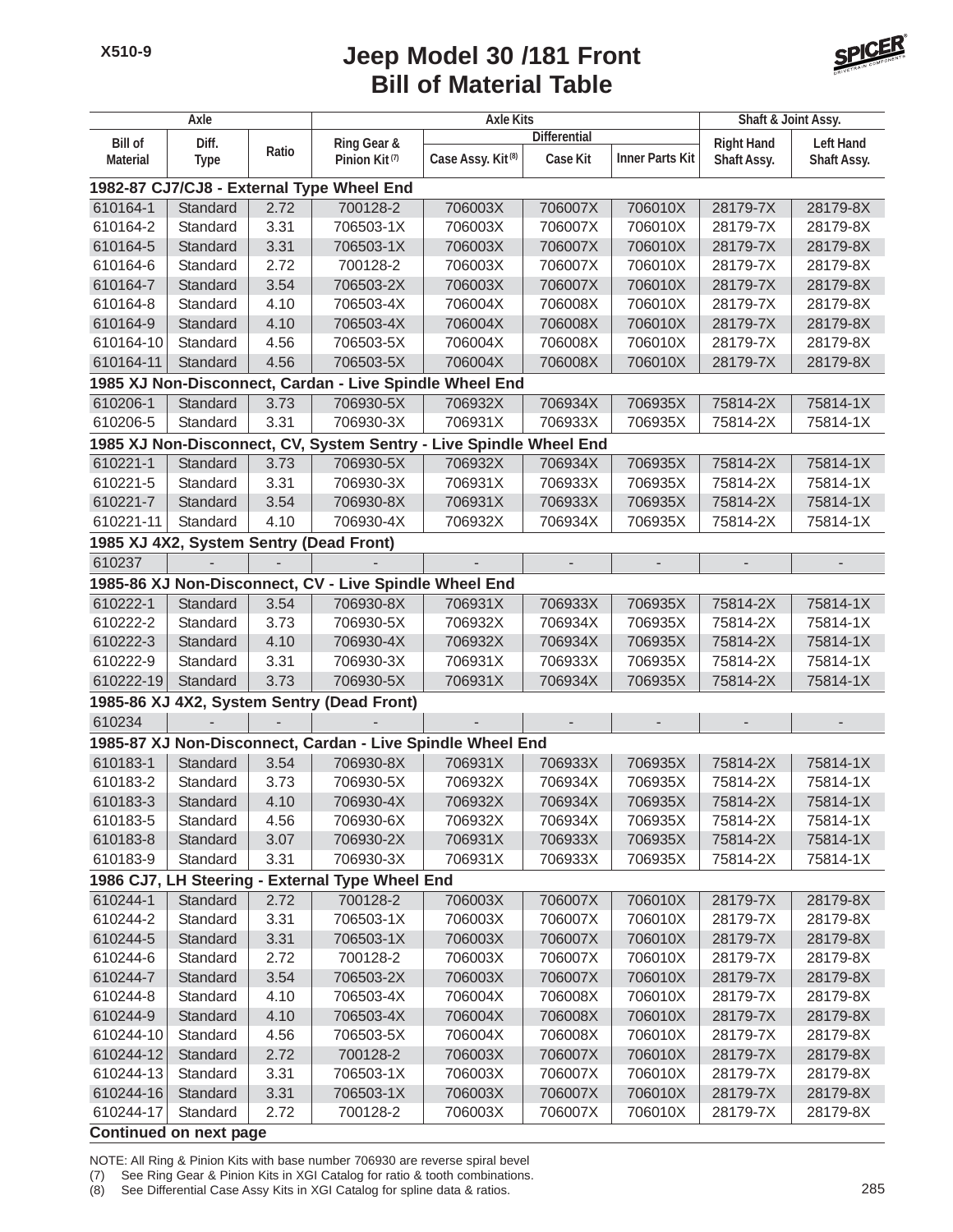# Jeep Model 30 /181 Front Bill of Material Table

| Axle | | | Axle Kits | | | | Shaft & Joint Assy. | |
|---|---|---|---|---|---|---|---|---|
| | | | | Differential | | | | |
| Bill of Material | Diff. Type | Ratio | Ring Gear & Pinion Kit (7) | Case Assy. Kit (8) | Case Kit | Inner Parts Kit | Right Hand Shaft Assy. | Left Hand Shaft Assy. |
| **1982-87 CJ7/CJ8 - External Type Wheel End** | | | | | | | | |
| 610164-1 | Standard | 2.72 | 700128-2 | 706003X | 706007X | 706010X | 28179-7X | 28179-8X |
| 610164-2 | Standard | 3.31 | 706503-1X | 706003X | 706007X | 706010X | 28179-7X | 28179-8X |
| 610164-5 | Standard | 3.31 | 706503-1X | 706003X | 706007X | 706010X | 28179-7X | 28179-8X |
| 610164-6 | Standard | 2.72 | 700128-2 | 706003X | 706007X | 706010X | 28179-7X | 28179-8X |
| 610164-7 | Standard | 3.54 | 706503-2X | 706003X | 706007X | 706010X | 28179-7X | 28179-8X |
| 610164-8 | Standard | 4.10 | 706503-4X | 706004X | 706008X | 706010X | 28179-7X | 28179-8X |
| 610164-9 | Standard | 4.10 | 706503-4X | 706004X | 706008X | 706010X | 28179-7X | 28179-8X |
| 610164-10 | Standard | 4.56 | 706503-5X | 706004X | 706008X | 706010X | 28179-7X | 28179-8X |
| 610164-11 | Standard | 4.56 | 706503-5X | 706004X | 706008X | 706010X | 28179-7X | 28179-8X |
| **1985 XJ Non-Disconnect, Cardan - Live Spindle Wheel End** | | | | | | | | |
| 610206-1 | Standard | 3.73 | 706930-5X | 706932X | 706934X | 706935X | 75814-2X | 75814-1X |
| 610206-5 | Standard | 3.31 | 706930-3X | 706931X | 706933X | 706935X | 75814-2X | 75814-1X |
| **1985 XJ Non-Disconnect, CV, System Sentry - Live Spindle Wheel End** | | | | | | | | |
| 610221-1 | Standard | 3.73 | 706930-5X | 706932X | 706934X | 706935X | 75814-2X | 75814-1X |
| 610221-5 | Standard | 3.31 | 706930-3X | 706931X | 706933X | 706935X | 75814-2X | 75814-1X |
| 610221-7 | Standard | 3.54 | 706930-8X | 706931X | 706933X | 706935X | 75814-2X | 75814-1X |
| 610221-11 | Standard | 4.10 | 706930-4X | 706932X | 706934X | 706935X | 75814-2X | 75814-1X |
| **1985 XJ 4X2, System Sentry (Dead Front)** | | | | | | | | |
| 610237 | - | - | - | - | - | - | - | - |
| **1985-86 XJ Non-Disconnect, CV - Live Spindle Wheel End** | | | | | | | | |
| 610222-1 | Standard | 3.54 | 706930-8X | 706931X | 706933X | 706935X | 75814-2X | 75814-1X |
| 610222-2 | Standard | 3.73 | 706930-5X | 706932X | 706934X | 706935X | 75814-2X | 75814-1X |
| 610222-3 | Standard | 4.10 | 706930-4X | 706932X | 706934X | 706935X | 75814-2X | 75814-1X |
| 610222-9 | Standard | 3.31 | 706930-3X | 706931X | 706933X | 706935X | 75814-2X | 75814-1X |
| 610222-19 | Standard | 3.73 | 706930-5X | 706931X | 706934X | 706935X | 75814-2X | 75814-1X |
| **1985-86 XJ 4X2, System Sentry (Dead Front)** | | | | | | | | |
| 610234 | - | - | - | - | - | - | - | - |
| **1985-87 XJ Non-Disconnect, Cardan - Live Spindle Wheel End** | | | | | | | | |
| 610183-1 | Standard | 3.54 | 706930-8X | 706931X | 706933X | 706935X | 75814-2X | 75814-1X |
| 610183-2 | Standard | 3.73 | 706930-5X | 706932X | 706934X | 706935X | 75814-2X | 75814-1X |
| 610183-3 | Standard | 4.10 | 706930-4X | 706932X | 706934X | 706935X | 75814-2X | 75814-1X |
| 610183-5 | Standard | 4.56 | 706930-6X | 706932X | 706934X | 706935X | 75814-2X | 75814-1X |
| 610183-8 | Standard | 3.07 | 706930-2X | 706931X | 706933X | 706935X | 75814-2X | 75814-1X |
| 610183-9 | Standard | 3.31 | 706930-3X | 706931X | 706933X | 706935X | 75814-2X | 75814-1X |
| **1986 CJ7, LH Steering - External Type Wheel End** | | | | | | | | |
| 610244-1 | Standard | 2.72 | 700128-2 | 706003X | 706007X | 706010X | 28179-7X | 28179-8X |
| 610244-2 | Standard | 3.31 | 706503-1X | 706003X | 706007X | 706010X | 28179-7X | 28179-8X |
| 610244-5 | Standard | 3.31 | 706503-1X | 706003X | 706007X | 706010X | 28179-7X | 28179-8X |
| 610244-6 | Standard | 2.72 | 700128-2 | 706003X | 706007X | 706010X | 28179-7X | 28179-8X |
| 610244-7 | Standard | 3.54 | 706503-2X | 706003X | 706007X | 706010X | 28179-7X | 28179-8X |
| 610244-8 | Standard | 4.10 | 706503-4X | 706004X | 706008X | 706010X | 28179-7X | 28179-8X |
| 610244-9 | Standard | 4.10 | 706503-4X | 706004X | 706008X | 706010X | 28179-7X | 28179-8X |
| 610244-10 | Standard | 4.56 | 706503-5X | 706004X | 706008X | 706010X | 28179-7X | 28179-8X |
| 610244-12 | Standard | 2.72 | 700128-2 | 706003X | 706007X | 706010X | 28179-7X | 28179-8X |
| 610244-13 | Standard | 3.31 | 706503-1X | 706003X | 706007X | 706010X | 28179-7X | 28179-8X |
| 610244-16 | Standard | 3.31 | 706503-1X | 706003X | 706007X | 706010X | 28179-7X | 28179-8X |
| 610244-17 | Standard | 2.72 | 700128-2 | 706003X | 706007X | 706010X | 28179-7X | 28179-8X |

**Continued on next page**

NOTE: All Ring & Pinion Kits with base number 706930 are reverse spiral bevel

(7) See Ring Gear & Pinion Kits in XGI Catalog for ratio & tooth combinations.

(8) See Differential Case Assy Kits in XGI Catalog for spline data & ratios.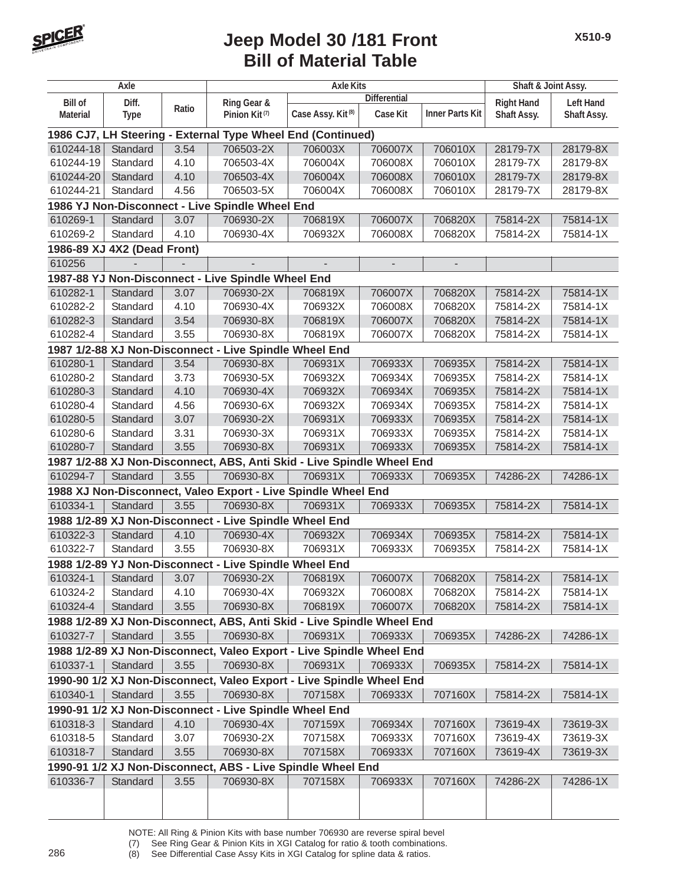# Jeep Model 30 /181 Front
# Bill of Material Table

| Axle | | | Axle Kits | | | | Shaft & Joint Assy. | |
|---|---|---|---|---|---|---|---|---|
| | | | | Differential | | | | |
| Bill of Material | Diff. Type | Ratio | Ring Gear & Pinion Kit (7) | Case Assy. Kit (8) | Case Kit | Inner Parts Kit | Right Hand Shaft Assy. | Left Hand Shaft Assy. |
| **1986 CJ7, LH Steering - External Type Wheel End (Continued)** | | | | | | | | |
| 610244-18 | Standard | 3.54 | 706503-2X | 706003X | 706007X | 706010X | 28179-7X | 28179-8X |
| 610244-19 | Standard | 4.10 | 706503-4X | 706004X | 706008X | 706010X | 28179-7X | 28179-8X |
| 610244-20 | Standard | 4.10 | 706503-4X | 706004X | 706008X | 706010X | 28179-7X | 28179-8X |
| 610244-21 | Standard | 4.56 | 706503-5X | 706004X | 706008X | 706010X | 28179-7X | 28179-8X |
| **1986 YJ Non-Disconnect - Live Spindle Wheel End** | | | | | | | | |
| 610269-1 | Standard | 3.07 | 706930-2X | 706819X | 706007X | 706820X | 75814-2X | 75814-1X |
| 610269-2 | Standard | 4.10 | 706930-4X | 706932X | 706008X | 706820X | 75814-2X | 75814-1X |
| **1986-89 XJ 4X2 (Dead Front)** | | | | | | | | |
| 610256 | - | - | - | - | - | - | | |
| **1987-88 YJ Non-Disconnect - Live Spindle Wheel End** | | | | | | | | |
| 610282-1 | Standard | 3.07 | 706930-2X | 706819X | 706007X | 706820X | 75814-2X | 75814-1X |
| 610282-2 | Standard | 4.10 | 706930-4X | 706932X | 706008X | 706820X | 75814-2X | 75814-1X |
| 610282-3 | Standard | 3.54 | 706930-8X | 706819X | 706007X | 706820X | 75814-2X | 75814-1X |
| 610282-4 | Standard | 3.55 | 706930-8X | 706819X | 706007X | 706820X | 75814-2X | 75814-1X |
| **1987 1/2-88 XJ Non-Disconnect - Live Spindle Wheel End** | | | | | | | | |
| 610280-1 | Standard | 3.54 | 706930-8X | 706931X | 706933X | 706935X | 75814-2X | 75814-1X |
| 610280-2 | Standard | 3.73 | 706930-5X | 706932X | 706934X | 706935X | 75814-2X | 75814-1X |
| 610280-3 | Standard | 4.10 | 706930-4X | 706932X | 706934X | 706935X | 75814-2X | 75814-1X |
| 610280-4 | Standard | 4.56 | 706930-6X | 706932X | 706934X | 706935X | 75814-2X | 75814-1X |
| 610280-5 | Standard | 3.07 | 706930-2X | 706931X | 706933X | 706935X | 75814-2X | 75814-1X |
| 610280-6 | Standard | 3.31 | 706930-3X | 706931X | 706933X | 706935X | 75814-2X | 75814-1X |
| 610280-7 | Standard | 3.55 | 706930-8X | 706931X | 706933X | 706935X | 75814-2X | 75814-1X |
| **1987 1/2-88 XJ Non-Disconnect, ABS, Anti Skid - Live Spindle Wheel End** | | | | | | | | |
| 610294-7 | Standard | 3.55 | 706930-8X | 706931X | 706933X | 706935X | 74286-2X | 74286-1X |
| **1988 XJ Non-Disconnect, Valeo Export - Live Spindle Wheel End** | | | | | | | | |
| 610334-1 | Standard | 3.55 | 706930-8X | 706931X | 706933X | 706935X | 75814-2X | 75814-1X |
| **1988 1/2-89 XJ Non-Disconnect - Live Spindle Wheel End** | | | | | | | | |
| 610322-3 | Standard | 4.10 | 706930-4X | 706932X | 706934X | 706935X | 75814-2X | 75814-1X |
| 610322-7 | Standard | 3.55 | 706930-8X | 706931X | 706933X | 706935X | 75814-2X | 75814-1X |
| **1988 1/2-89 YJ Non-Disconnect - Live Spindle Wheel End** | | | | | | | | |
| 610324-1 | Standard | 3.07 | 706930-2X | 706819X | 706007X | 706820X | 75814-2X | 75814-1X |
| 610324-2 | Standard | 4.10 | 706930-4X | 706932X | 706008X | 706820X | 75814-2X | 75814-1X |
| 610324-4 | Standard | 3.55 | 706930-8X | 706819X | 706007X | 706820X | 75814-2X | 75814-1X |
| **1988 1/2-89 XJ Non-Disconnect, ABS, Anti Skid - Live Spindle Wheel End** | | | | | | | | |
| 610327-7 | Standard | 3.55 | 706930-8X | 706931X | 706933X | 706935X | 74286-2X | 74286-1X |
| **1988 1/2-89 XJ Non-Disconnect, Valeo Export - Live Spindle Wheel End** | | | | | | | | |
| 610337-1 | Standard | 3.55 | 706930-8X | 706931X | 706933X | 706935X | 75814-2X | 75814-1X |
| **1990-90 1/2 XJ Non-Disconnect, Valeo Export - Live Spindle Wheel End** | | | | | | | | |
| 610340-1 | Standard | 3.55 | 706930-8X | 707158X | 706933X | 707160X | 75814-2X | 75814-1X |
| **1990-91 1/2 XJ Non-Disconnect - Live Spindle Wheel End** | | | | | | | | |
| 610318-3 | Standard | 4.10 | 706930-4X | 707159X | 706934X | 707160X | 73619-4X | 73619-3X |
| 610318-5 | Standard | 3.07 | 706930-2X | 707158X | 706933X | 707160X | 73619-4X | 73619-3X |
| 610318-7 | Standard | 3.55 | 706930-8X | 707158X | 706933X | 707160X | 73619-4X | 73619-3X |
| **1990-91 1/2 XJ Non-Disconnect, ABS - Live Spindle Wheel End** | | | | | | | | |
| 610336-7 | Standard | 3.55 | 706930-8X | 707158X | 706933X | 707160X | 74286-2X | 74286-1X |

NOTE: All Ring & Pinion Kits with base number 706930 are reverse spiral bevel

(7) See Ring Gear & Pinion Kits in XGI Catalog for ratio & tooth combinations.

(8) See Differential Case Assy Kits in XGI Catalog for spline data & ratios.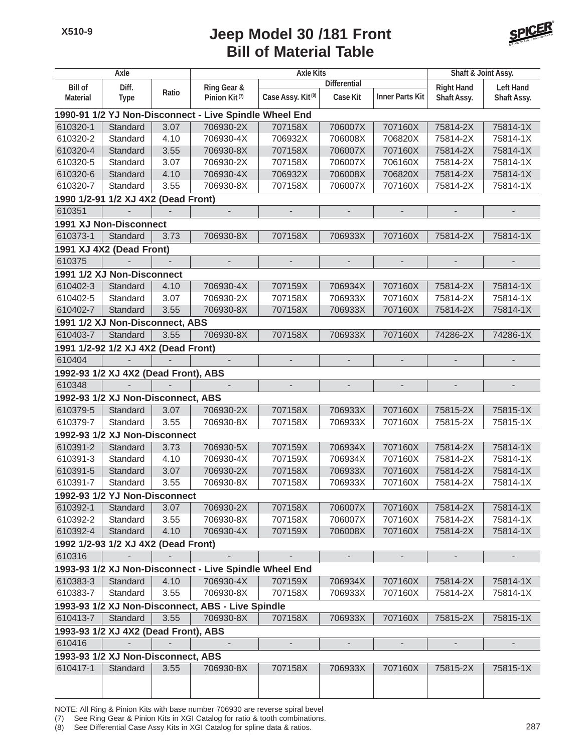# Jeep Model 30 /181 Front
## Bill of Material Table

| Axle | | | Axle Kits | | | | Shaft & Joint Assy. | |
|---|---|---|---|---|---|---|---|---|
| | | | | Differential | | | | |
| Bill of Material | Diff. Type | Ratio | Ring Gear & Pinion Kit (7) | Case Assy. Kit (8) | Case Kit | Inner Parts Kit | Right Hand Shaft Assy. | Left Hand Shaft Assy. |
| **1990-91 1/2 YJ Non-Disconnect - Live Spindle Wheel End** | | | | | | | | |
| 610320-1 | Standard | 3.07 | 706930-2X | 707158X | 706007X | 707160X | 75814-2X | 75814-1X |
| 610320-2 | Standard | 4.10 | 706930-4X | 706932X | 706008X | 706820X | 75814-2X | 75814-1X |
| 610320-4 | Standard | 3.55 | 706930-8X | 707158X | 706007X | 707160X | 75814-2X | 75814-1X |
| 610320-5 | Standard | 3.07 | 706930-2X | 707158X | 706007X | 706160X | 75814-2X | 75814-1X |
| 610320-6 | Standard | 4.10 | 706930-4X | 706932X | 706008X | 706820X | 75814-2X | 75814-1X |
| 610320-7 | Standard | 3.55 | 706930-8X | 707158X | 706007X | 707160X | 75814-2X | 75814-1X |
| **1990 1/2-91 1/2 XJ 4X2 (Dead Front)** | | | | | | | | |
| 610351 | - | - | - | - | - | - | - | - |
| **1991 XJ Non-Disconnect** | | | | | | | | |
| 610373-1 | Standard | 3.73 | 706930-8X | 707158X | 706933X | 707160X | 75814-2X | 75814-1X |
| **1991 XJ 4X2 (Dead Front)** | | | | | | | | |
| 610375 | - | - | - | - | - | - | - | - |
| **1991 1/2 XJ Non-Disconnect** | | | | | | | | |
| 610402-3 | Standard | 4.10 | 706930-4X | 707159X | 706934X | 707160X | 75814-2X | 75814-1X |
| 610402-5 | Standard | 3.07 | 706930-2X | 707158X | 706933X | 707160X | 75814-2X | 75814-1X |
| 610402-7 | Standard | 3.55 | 706930-8X | 707158X | 706933X | 707160X | 75814-2X | 75814-1X |
| **1991 1/2 XJ Non-Disconnect, ABS** | | | | | | | | |
| 610403-7 | Standard | 3.55 | 706930-8X | 707158X | 706933X | 707160X | 74286-2X | 74286-1X |
| **1991 1/2-92 1/2 XJ 4X2 (Dead Front)** | | | | | | | | |
| 610404 | - | - | - | - | - | - | - | - |
| **1992-93 1/2 XJ 4X2 (Dead Front), ABS** | | | | | | | | |
| 610348 | - | - | - | - | - | - | - | - |
| **1992-93 1/2 XJ Non-Disconnect, ABS** | | | | | | | | |
| 610379-5 | Standard | 3.07 | 706930-2X | 707158X | 706933X | 707160X | 75815-2X | 75815-1X |
| 610379-7 | Standard | 3.55 | 706930-8X | 707158X | 706933X | 707160X | 75815-2X | 75815-1X |
| **1992-93 1/2 XJ Non-Disconnect** | | | | | | | | |
| 610391-2 | Standard | 3.73 | 706930-5X | 707159X | 706934X | 707160X | 75814-2X | 75814-1X |
| 610391-3 | Standard | 4.10 | 706930-4X | 707159X | 706934X | 707160X | 75814-2X | 75814-1X |
| 610391-5 | Standard | 3.07 | 706930-2X | 707158X | 706933X | 707160X | 75814-2X | 75814-1X |
| 610391-7 | Standard | 3.55 | 706930-8X | 707158X | 706933X | 707160X | 75814-2X | 75814-1X |
| **1992-93 1/2 YJ Non-Disconnect** | | | | | | | | |
| 610392-1 | Standard | 3.07 | 706930-2X | 707158X | 706007X | 707160X | 75814-2X | 75814-1X |
| 610392-2 | Standard | 3.55 | 706930-8X | 707158X | 706007X | 707160X | 75814-2X | 75814-1X |
| 610392-4 | Standard | 4.10 | 706930-4X | 707159X | 706008X | 707160X | 75814-2X | 75814-1X |
| **1992 1/2-93 1/2 XJ 4X2 (Dead Front)** | | | | | | | | |
| 610316 | - | - | - | - | - | - | - | - |
| **1993-93 1/2 XJ Non-Disconnect - Live Spindle Wheel End** | | | | | | | | |
| 610383-3 | Standard | 4.10 | 706930-4X | 707159X | 706934X | 707160X | 75814-2X | 75814-1X |
| 610383-7 | Standard | 3.55 | 706930-8X | 707158X | 706933X | 707160X | 75814-2X | 75814-1X |
| **1993-93 1/2 XJ Non-Disconnect, ABS - Live Spindle** | | | | | | | | |
| 610413-7 | Standard | 3.55 | 706930-8X | 707158X | 706933X | 707160X | 75815-2X | 75815-1X |
| **1993-93 1/2 XJ 4X2 (Dead Front), ABS** | | | | | | | | |
| 610416 | - | - | - | - | - | - | - | - |
| **1993-93 1/2 XJ Non-Disconnect, ABS** | | | | | | | | |
| 610417-1 | Standard | 3.55 | 706930-8X | 707158X | 706933X | 707160X | 75815-2X | 75815-1X |

NOTE: All Ring & Pinion Kits with base number 706930 are reverse spiral bevel

(7) See Ring Gear & Pinion Kits in XGI Catalog for ratio & tooth combinations.

(8) See Differential Case Assy Kits in XGI Catalog for spline data & ratios.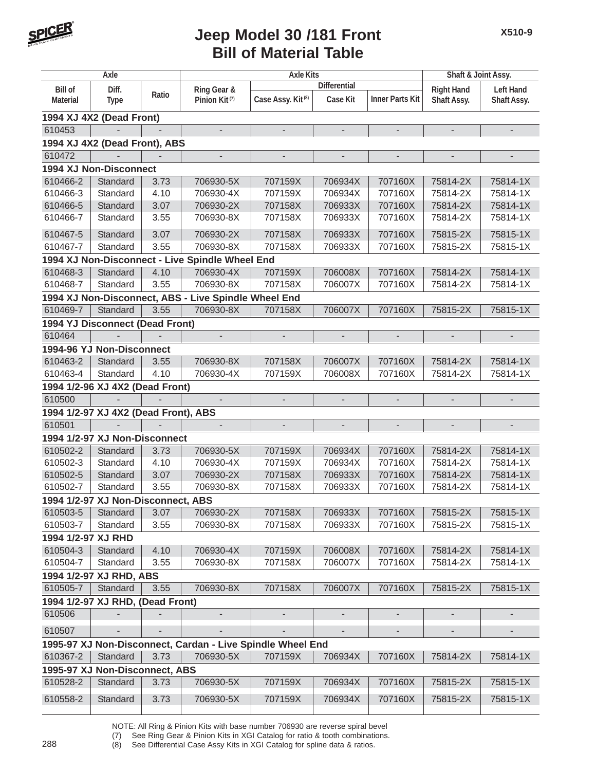# Jeep Model 30 /181 Front
## Bill of Material Table

| Axle | | | Axle Kits | | | | Shaft & Joint Assy. | |
|---|---|---|---|---|---|---|---|---|
| | | | | Differential | | | | |
| Bill of Material | Diff. Type | Ratio | Ring Gear & Pinion Kit (7) | Case Assy. Kit (8) | Case Kit | Inner Parts Kit | Right Hand Shaft Assy. | Left Hand Shaft Assy. |
| **1994 XJ 4X2 (Dead Front)** | | | | | | | | |
| 610453 | - | - | - | - | - | - | - | - |
| **1994 XJ 4X2 (Dead Front), ABS** | | | | | | | | |
| 610472 | - | - | - | - | - | - | - | - |
| **1994 XJ Non-Disconnect** | | | | | | | | |
| 610466-2 | Standard | 3.73 | 706930-5X | 707159X | 706934X | 707160X | 75814-2X | 75814-1X |
| 610466-3 | Standard | 4.10 | 706930-4X | 707159X | 706934X | 707160X | 75814-2X | 75814-1X |
| 610466-5 | Standard | 3.07 | 706930-2X | 707158X | 706933X | 707160X | 75814-2X | 75814-1X |
| 610466-7 | Standard | 3.55 | 706930-8X | 707158X | 706933X | 707160X | 75814-2X | 75814-1X |
| 610467-5 | Standard | 3.07 | 706930-2X | 707158X | 706933X | 707160X | 75815-2X | 75815-1X |
| 610467-7 | Standard | 3.55 | 706930-8X | 707158X | 706933X | 707160X | 75815-2X | 75815-1X |
| **1994 XJ Non-Disconnect - Live Spindle Wheel End** | | | | | | | | |
| 610468-3 | Standard | 4.10 | 706930-4X | 707159X | 706008X | 707160X | 75814-2X | 75814-1X |
| 610468-7 | Standard | 3.55 | 706930-8X | 707158X | 706007X | 707160X | 75814-2X | 75814-1X |
| **1994 XJ Non-Disconnect, ABS - Live Spindle Wheel End** | | | | | | | | |
| 610469-7 | Standard | 3.55 | 706930-8X | 707158X | 706007X | 707160X | 75815-2X | 75815-1X |
| **1994 YJ Disconnect (Dead Front)** | | | | | | | | |
| 610464 | - | - | - | - | - | - | - | - |
| **1994-96 YJ Non-Disconnect** | | | | | | | | |
| 610463-2 | Standard | 3.55 | 706930-8X | 707158X | 706007X | 707160X | 75814-2X | 75814-1X |
| 610463-4 | Standard | 4.10 | 706930-4X | 707159X | 706008X | 707160X | 75814-2X | 75814-1X |
| **1994 1/2-96 XJ 4X2 (Dead Front)** | | | | | | | | |
| 610500 | - | - | - | - | - | - | - | - |
| **1994 1/2-97 XJ 4X2 (Dead Front), ABS** | | | | | | | | |
| 610501 | - | - | - | - | - | - | - | - |
| **1994 1/2-97 XJ Non-Disconnect** | | | | | | | | |
| 610502-2 | Standard | 3.73 | 706930-5X | 707159X | 706934X | 707160X | 75814-2X | 75814-1X |
| 610502-3 | Standard | 4.10 | 706930-4X | 707159X | 706934X | 707160X | 75814-2X | 75814-1X |
| 610502-5 | Standard | 3.07 | 706930-2X | 707158X | 706933X | 707160X | 75814-2X | 75814-1X |
| 610502-7 | Standard | 3.55 | 706930-8X | 707158X | 706933X | 707160X | 75814-2X | 75814-1X |
| **1994 1/2-97 XJ Non-Disconnect, ABS** | | | | | | | | |
| 610503-5 | Standard | 3.07 | 706930-2X | 707158X | 706933X | 707160X | 75815-2X | 75815-1X |
| 610503-7 | Standard | 3.55 | 706930-8X | 707158X | 706933X | 707160X | 75815-2X | 75815-1X |
| **1994 1/2-97 XJ RHD** | | | | | | | | |
| 610504-3 | Standard | 4.10 | 706930-4X | 707159X | 706008X | 707160X | 75814-2X | 75814-1X |
| 610504-7 | Standard | 3.55 | 706930-8X | 707158X | 706007X | 707160X | 75814-2X | 75814-1X |
| **1994 1/2-97 XJ RHD, ABS** | | | | | | | | |
| 610505-7 | Standard | 3.55 | 706930-8X | 707158X | 706007X | 707160X | 75815-2X | 75815-1X |
| **1994 1/2-97 XJ RHD, (Dead Front)** | | | | | | | | |
| 610506 | - | - | - | - | - | - | - | - |
| 610507 | - | - | - | - | - | - | - | - |
| **1995-97 XJ Non-Disconnect, Cardan - Live Spindle Wheel End** | | | | | | | | |
| 610367-2 | Standard | 3.73 | 706930-5X | 707159X | 706934X | 707160X | 75814-2X | 75814-1X |
| **1995-97 XJ Non-Disconnect, ABS** | | | | | | | | |
| 610528-2 | Standard | 3.73 | 706930-5X | 707159X | 706934X | 707160X | 75815-2X | 75815-1X |
| 610558-2 | Standard | 3.73 | 706930-5X | 707159X | 706934X | 707160X | 75815-2X | 75815-1X |

NOTE: All Ring & Pinion Kits with base number 706930 are reverse spiral bevel
(7) See Ring Gear & Pinion Kits in XGI Catalog for ratio & tooth combinations.
(8) See Differential Case Assy Kits in XGI Catalog for spline data & ratios.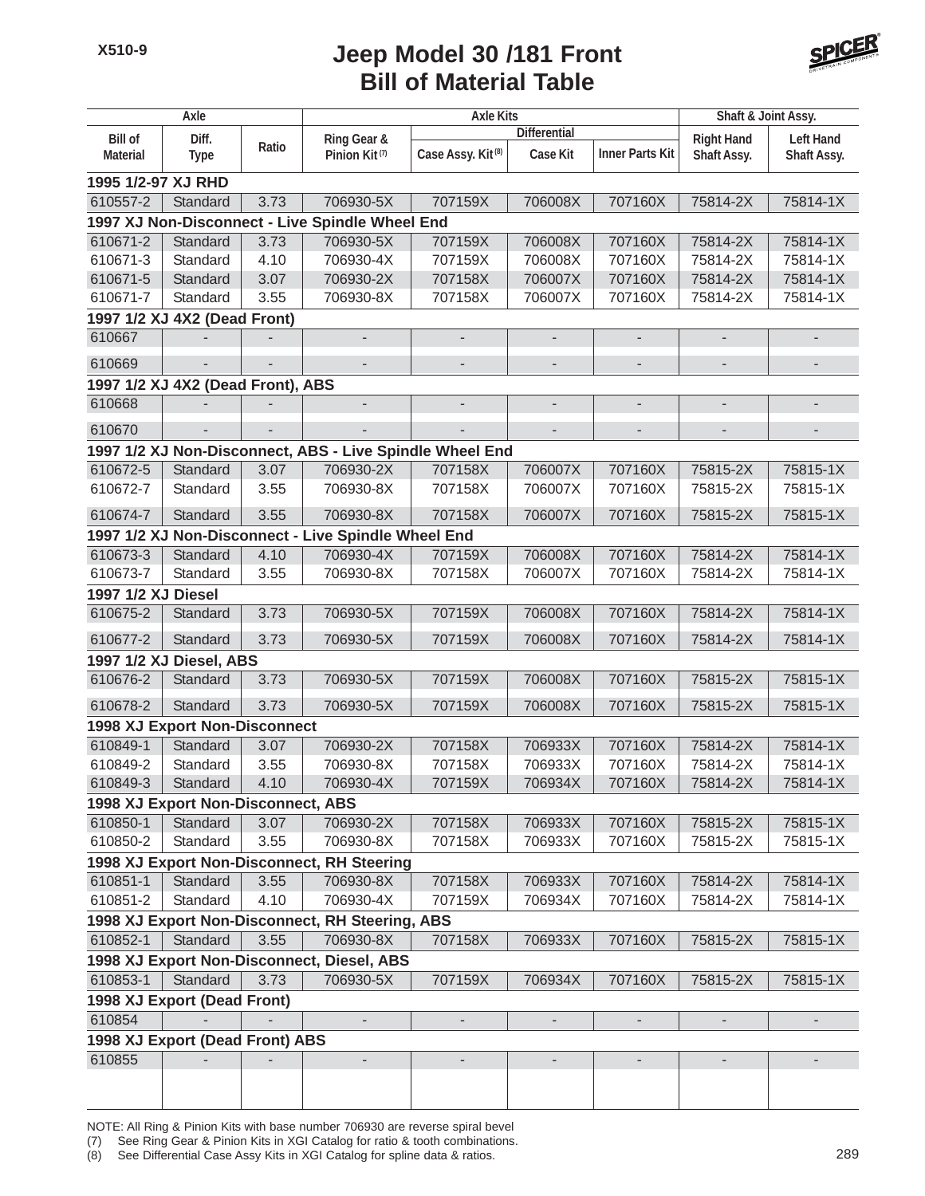# Jeep Model 30 /181 Front
# Bill of Material Table

| Axle | | | Axle Kits | | | | Shaft & Joint Assy. | |
|---|---|---|---|---|---|---|---|---|
| | | | | Differential | | | | |
| Bill of Material | Diff. Type | Ratio | Ring Gear & Pinion Kit (7) | Case Assy. Kit (8) | Case Kit | Inner Parts Kit | Right Hand Shaft Assy. | Left Hand Shaft Assy. |
| **1995 1/2-97 XJ RHD** | | | | | | | | |
| 610557-2 | Standard | 3.73 | 706930-5X | 707159X | 706008X | 707160X | 75814-2X | 75814-1X |
| **1997 XJ Non-Disconnect - Live Spindle Wheel End** | | | | | | | | |
| 610671-2 | Standard | 3.73 | 706930-5X | 707159X | 706008X | 707160X | 75814-2X | 75814-1X |
| 610671-3 | Standard | 4.10 | 706930-4X | 707159X | 706008X | 707160X | 75814-2X | 75814-1X |
| 610671-5 | Standard | 3.07 | 706930-2X | 707158X | 706007X | 707160X | 75814-2X | 75814-1X |
| 610671-7 | Standard | 3.55 | 706930-8X | 707158X | 706007X | 707160X | 75814-2X | 75814-1X |
| **1997 1/2 XJ 4X2 (Dead Front)** | | | | | | | | |
| 610667 | - | - | - | - | - | - | - | - |
| 610669 | - | - | - | - | - | - | - | - |
| **1997 1/2 XJ 4X2 (Dead Front), ABS** | | | | | | | | |
| 610668 | - | - | - | - | - | - | - | - |
| 610670 | - | - | - | - | - | - | - | - |
| **1997 1/2 XJ Non-Disconnect, ABS - Live Spindle Wheel End** | | | | | | | | |
| 610672-5 | Standard | 3.07 | 706930-2X | 707158X | 706007X | 707160X | 75815-2X | 75815-1X |
| 610672-7 | Standard | 3.55 | 706930-8X | 707158X | 706007X | 707160X | 75815-2X | 75815-1X |
| 610674-7 | Standard | 3.55 | 706930-8X | 707158X | 706007X | 707160X | 75815-2X | 75815-1X |
| **1997 1/2 XJ Non-Disconnect - Live Spindle Wheel End** | | | | | | | | |
| 610673-3 | Standard | 4.10 | 706930-4X | 707159X | 706008X | 707160X | 75814-2X | 75814-1X |
| 610673-7 | Standard | 3.55 | 706930-8X | 707158X | 706007X | 707160X | 75814-2X | 75814-1X |
| **1997 1/2 XJ Diesel** | | | | | | | | |
| 610675-2 | Standard | 3.73 | 706930-5X | 707159X | 706008X | 707160X | 75814-2X | 75814-1X |
| 610677-2 | Standard | 3.73 | 706930-5X | 707159X | 706008X | 707160X | 75814-2X | 75814-1X |
| **1997 1/2 XJ Diesel, ABS** | | | | | | | | |
| 610676-2 | Standard | 3.73 | 706930-5X | 707159X | 706008X | 707160X | 75815-2X | 75815-1X |
| 610678-2 | Standard | 3.73 | 706930-5X | 707159X | 706008X | 707160X | 75815-2X | 75815-1X |
| **1998 XJ Export Non-Disconnect** | | | | | | | | |
| 610849-1 | Standard | 3.07 | 706930-2X | 707158X | 706933X | 707160X | 75814-2X | 75814-1X |
| 610849-2 | Standard | 3.55 | 706930-8X | 707158X | 706933X | 707160X | 75814-2X | 75814-1X |
| 610849-3 | Standard | 4.10 | 706930-4X | 707159X | 706934X | 707160X | 75814-2X | 75814-1X |
| **1998 XJ Export Non-Disconnect, ABS** | | | | | | | | |
| 610850-1 | Standard | 3.07 | 706930-2X | 707158X | 706933X | 707160X | 75815-2X | 75815-1X |
| 610850-2 | Standard | 3.55 | 706930-8X | 707158X | 706933X | 707160X | 75815-2X | 75815-1X |
| **1998 XJ Export Non-Disconnect, RH Steering** | | | | | | | | |
| 610851-1 | Standard | 3.55 | 706930-8X | 707158X | 706933X | 707160X | 75814-2X | 75814-1X |
| 610851-2 | Standard | 4.10 | 706930-4X | 707159X | 706934X | 707160X | 75814-2X | 75814-1X |
| **1998 XJ Export Non-Disconnect, RH Steering, ABS** | | | | | | | | |
| 610852-1 | Standard | 3.55 | 706930-8X | 707158X | 706933X | 707160X | 75815-2X | 75815-1X |
| **1998 XJ Export Non-Disconnect, Diesel, ABS** | | | | | | | | |
| 610853-1 | Standard | 3.73 | 706930-5X | 707159X | 706934X | 707160X | 75815-2X | 75815-1X |
| **1998 XJ Export (Dead Front)** | | | | | | | | |
| 610854 | - | - | - | - | - | - | - | - |
| **1998 XJ Export (Dead Front) ABS** | | | | | | | | |
| 610855 | - | - | - | - | - | - | - | - |

NOTE: All Ring & Pinion Kits with base number 706930 are reverse spiral bevel
(7) See Ring Gear & Pinion Kits in XGI Catalog for ratio & tooth combinations.
(8) See Differential Case Assy Kits in XGI Catalog for spline data & ratios.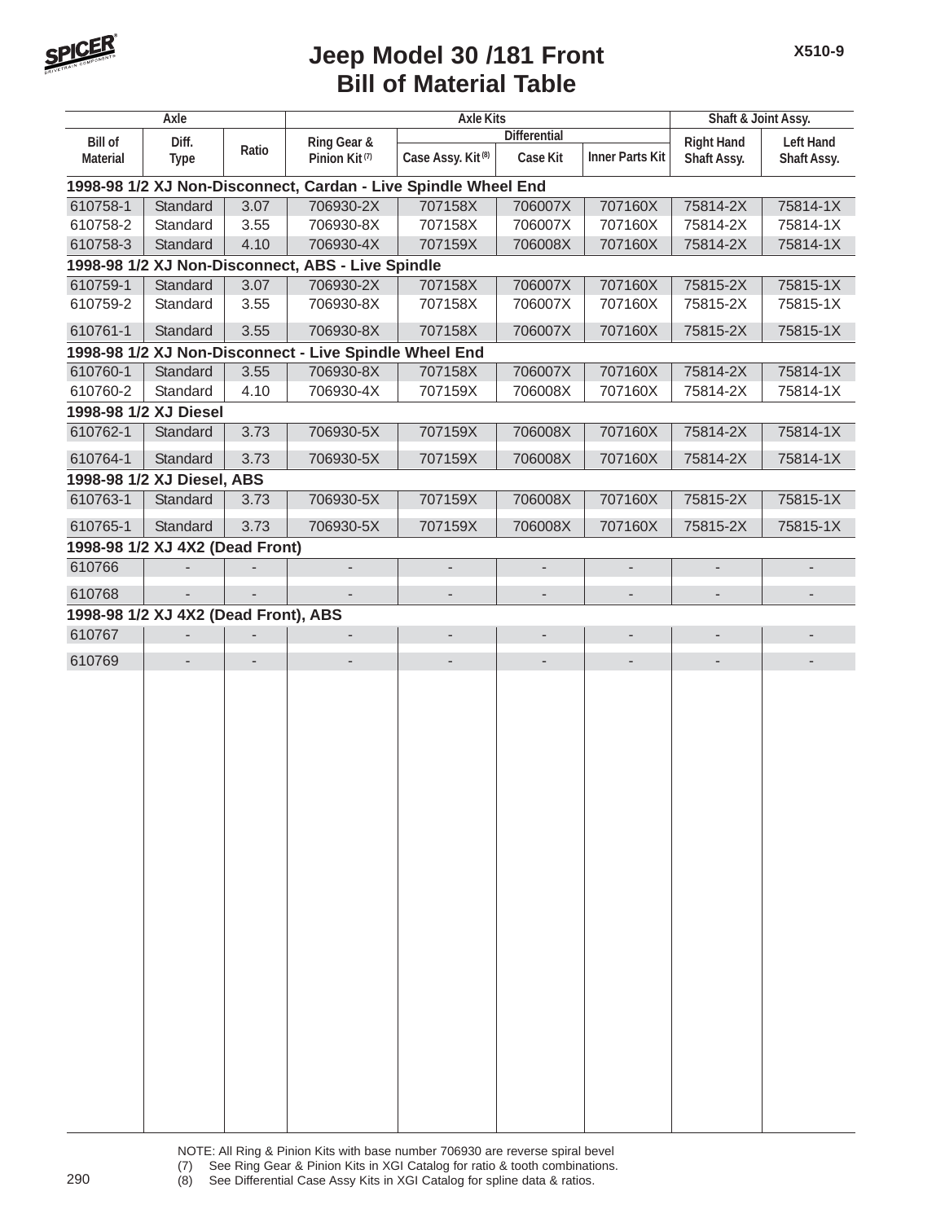# Jeep Model 30 /181 Front
# Bill of Material Table

X510-9

| Axle | | | Axle Kits | | | | Shaft & Joint Assy. | |
|---|---|---|---|---|---|---|---|---|
| | | | | Differential | | | | |
| Bill of Material | Diff. Type | Ratio | Ring Gear & Pinion Kit (7) | Case Assy. Kit (8) | Case Kit | Inner Parts Kit | Right Hand Shaft Assy. | Left Hand Shaft Assy. |
| **1998-98 1/2 XJ Non-Disconnect, Cardan - Live Spindle Wheel End** | | | | | | | | |
| 610758-1 | Standard | 3.07 | 706930-2X | 707158X | 706007X | 707160X | 75814-2X | 75814-1X |
| 610758-2 | Standard | 3.55 | 706930-8X | 707158X | 706007X | 707160X | 75814-2X | 75814-1X |
| 610758-3 | Standard | 4.10 | 706930-4X | 707159X | 706008X | 707160X | 75814-2X | 75814-1X |
| **1998-98 1/2 XJ Non-Disconnect, ABS - Live Spindle** | | | | | | | | |
| 610759-1 | Standard | 3.07 | 706930-2X | 707158X | 706007X | 707160X | 75815-2X | 75815-1X |
| 610759-2 | Standard | 3.55 | 706930-8X | 707158X | 706007X | 707160X | 75815-2X | 75815-1X |
| 610761-1 | Standard | 3.55 | 706930-8X | 707158X | 706007X | 707160X | 75815-2X | 75815-1X |
| **1998-98 1/2 XJ Non-Disconnect - Live Spindle Wheel End** | | | | | | | | |
| 610760-1 | Standard | 3.55 | 706930-8X | 707158X | 706007X | 707160X | 75814-2X | 75814-1X |
| 610760-2 | Standard | 4.10 | 706930-4X | 707159X | 706008X | 707160X | 75814-2X | 75814-1X |
| **1998-98 1/2 XJ Diesel** | | | | | | | | |
| 610762-1 | Standard | 3.73 | 706930-5X | 707159X | 706008X | 707160X | 75814-2X | 75814-1X |
| 610764-1 | Standard | 3.73 | 706930-5X | 707159X | 706008X | 707160X | 75814-2X | 75814-1X |
| **1998-98 1/2 XJ Diesel, ABS** | | | | | | | | |
| 610763-1 | Standard | 3.73 | 706930-5X | 707159X | 706008X | 707160X | 75815-2X | 75815-1X |
| 610765-1 | Standard | 3.73 | 706930-5X | 707159X | 706008X | 707160X | 75815-2X | 75815-1X |
| **1998-98 1/2 XJ 4X2 (Dead Front)** | | | | | | | | |
| 610766 | - | - | - | - | - | - | - | - |
| 610768 | - | - | - | - | - | - | - | - |
| **1998-98 1/2 XJ 4X2 (Dead Front), ABS** | | | | | | | | |
| 610767 | - | - | - | - | - | - | - | - |
| 610769 | - | - | - | - | - | - | - | - |

NOTE: All Ring & Pinion Kits with base number 706930 are reverse spiral bevel
(7) See Ring Gear & Pinion Kits in XGI Catalog for ratio & tooth combinations.
(8) See Differential Case Assy Kits in XGI Catalog for spline data & ratios.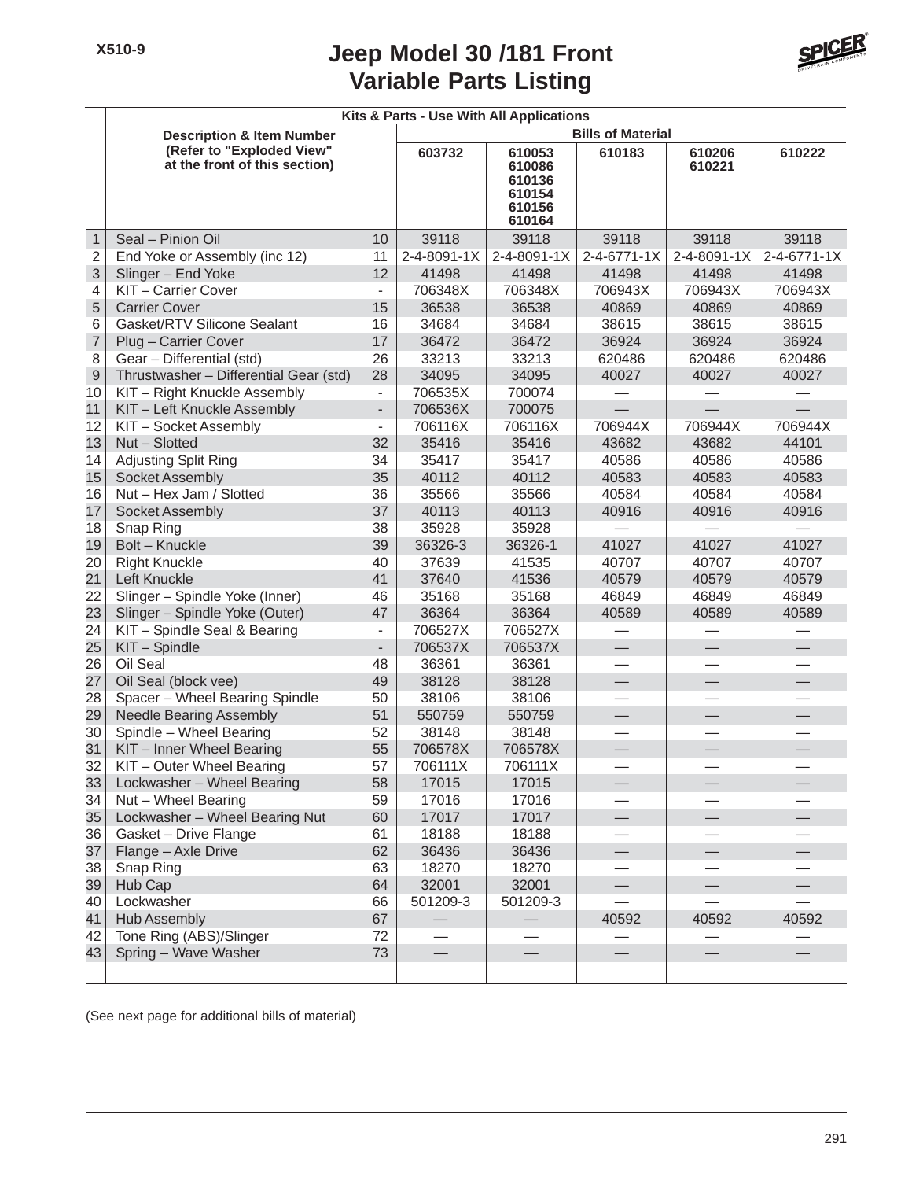# Jeep Model 30 /181 Front
## Variable Parts Listing

| | Kits & Parts - Use With All Applications | | | | | | |
|---|---|---|---|---|---|---|---|
| | **Description & Item Number (Refer to "Exploded View" at the front of this section)** | | **Bills of Material** | | | | |
| | | | **603732** | **610053 610086 610136 610154 610156 610164** | **610183** | **610206 610221** | **610222** |
| 1 | Seal – Pinion Oil | 10 | 39118 | 39118 | 39118 | 39118 | 39118 |
| 2 | End Yoke or Assembly (inc 12) | 11 | 2-4-8091-1X | 2-4-8091-1X | 2-4-6771-1X | 2-4-8091-1X | 2-4-6771-1X |
| 3 | Slinger – End Yoke | 12 | 41498 | 41498 | 41498 | 41498 | 41498 |
| 4 | KIT – Carrier Cover | - | 706348X | 706348X | 706943X | 706943X | 706943X |
| 5 | Carrier Cover | 15 | 36538 | 36538 | 40869 | 40869 | 40869 |
| 6 | Gasket/RTV Silicone Sealant | 16 | 34684 | 34684 | 38615 | 38615 | 38615 |
| 7 | Plug – Carrier Cover | 17 | 36472 | 36472 | 36924 | 36924 | 36924 |
| 8 | Gear – Differential (std) | 26 | 33213 | 33213 | 620486 | 620486 | 620486 |
| 9 | Thrustwasher – Differential Gear (std) | 28 | 34095 | 34095 | 40027 | 40027 | 40027 |
| 10 | KIT – Right Knuckle Assembly | - | 706535X | 700074 | — | — | — |
| 11 | KIT – Left Knuckle Assembly | - | 706536X | 700075 | — | — | — |
| 12 | KIT – Socket Assembly | - | 706116X | 706116X | 706944X | 706944X | 706944X |
| 13 | Nut – Slotted | 32 | 35416 | 35416 | 43682 | 43682 | 44101 |
| 14 | Adjusting Split Ring | 34 | 35417 | 35417 | 40586 | 40586 | 40586 |
| 15 | Socket Assembly | 35 | 40112 | 40112 | 40583 | 40583 | 40583 |
| 16 | Nut – Hex Jam / Slotted | 36 | 35566 | 35566 | 40584 | 40584 | 40584 |
| 17 | Socket Assembly | 37 | 40113 | 40113 | 40916 | 40916 | 40916 |
| 18 | Snap Ring | 38 | 35928 | 35928 | — | — | — |
| 19 | Bolt – Knuckle | 39 | 36326-3 | 36326-1 | 41027 | 41027 | 41027 |
| 20 | Right Knuckle | 40 | 37639 | 41535 | 40707 | 40707 | 40707 |
| 21 | Left Knuckle | 41 | 37640 | 41536 | 40579 | 40579 | 40579 |
| 22 | Slinger – Spindle Yoke (Inner) | 46 | 35168 | 35168 | 46849 | 46849 | 46849 |
| 23 | Slinger – Spindle Yoke (Outer) | 47 | 36364 | 36364 | 40589 | 40589 | 40589 |
| 24 | KIT – Spindle Seal & Bearing | - | 706527X | 706527X | — | — | — |
| 25 | KIT – Spindle | - | 706537X | 706537X | — | — | — |
| 26 | Oil Seal | 48 | 36361 | 36361 | — | — | — |
| 27 | Oil Seal (block vee) | 49 | 38128 | 38128 | — | — | — |
| 28 | Spacer – Wheel Bearing Spindle | 50 | 38106 | 38106 | — | — | — |
| 29 | Needle Bearing Assembly | 51 | 550759 | 550759 | — | — | — |
| 30 | Spindle – Wheel Bearing | 52 | 38148 | 38148 | — | — | — |
| 31 | KIT – Inner Wheel Bearing | 55 | 706578X | 706578X | — | — | — |
| 32 | KIT – Outer Wheel Bearing | 57 | 706111X | 706111X | — | — | — |
| 33 | Lockwasher – Wheel Bearing | 58 | 17015 | 17015 | — | — | — |
| 34 | Nut – Wheel Bearing | 59 | 17016 | 17016 | — | — | — |
| 35 | Lockwasher – Wheel Bearing Nut | 60 | 17017 | 17017 | — | — | — |
| 36 | Gasket – Drive Flange | 61 | 18188 | 18188 | — | — | — |
| 37 | Flange – Axle Drive | 62 | 36436 | 36436 | — | — | — |
| 38 | Snap Ring | 63 | 18270 | 18270 | — | — | — |
| 39 | Hub Cap | 64 | 32001 | 32001 | — | — | — |
| 40 | Lockwasher | 66 | 501209-3 | 501209-3 | — | — | — |
| 41 | Hub Assembly | 67 | — | — | 40592 | 40592 | 40592 |
| 42 | Tone Ring (ABS)/Slinger | 72 | — | — | — | — | — |
| 43 | Spring – Wave Washer | 73 | — | — | — | — | — |

(See next page for additional bills of material)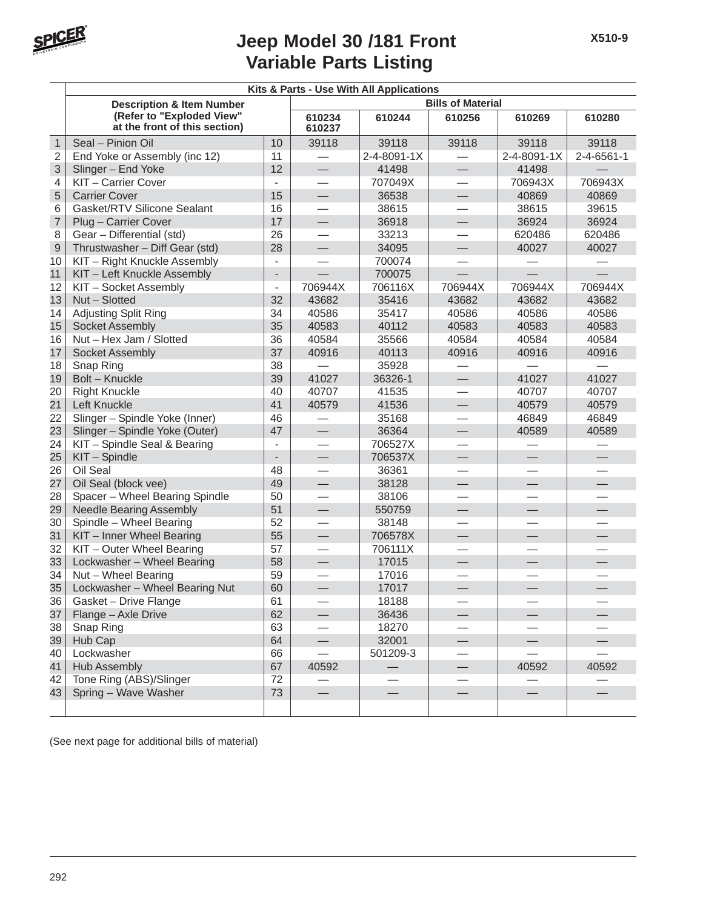# Jeep Model 30 /181 Front Variable Parts Listing

X510-9

| | Kits & Parts - Use With All Applications | | | | | | |
|---|---|---|---|---|---|---|---|
| | Description & Item Number (Refer to "Exploded View" at the front of this section) | | Bills of Material | | | | |
| | | | 610234 610237 | 610244 | 610256 | 610269 | 610280 |
| 1 | Seal – Pinion Oil | 10 | 39118 | 39118 | 39118 | 39118 | 39118 |
| 2 | End Yoke or Assembly (inc 12) | 11 | — | 2-4-8091-1X | — | 2-4-8091-1X | 2-4-6561-1 |
| 3 | Slinger – End Yoke | 12 | — | 41498 | — | 41498 | — |
| 4 | KIT – Carrier Cover | - | — | 707049X | — | 706943X | 706943X |
| 5 | Carrier Cover | 15 | — | 36538 | — | 40869 | 40869 |
| 6 | Gasket/RTV Silicone Sealant | 16 | — | 38615 | — | 38615 | 39615 |
| 7 | Plug – Carrier Cover | 17 | — | 36918 | — | 36924 | 36924 |
| 8 | Gear – Differential (std) | 26 | — | 33213 | — | 620486 | 620486 |
| 9 | Thrustwasher – Diff Gear (std) | 28 | — | 34095 | — | 40027 | 40027 |
| 10 | KIT – Right Knuckle Assembly | - | — | 700074 | — | — | — |
| 11 | KIT – Left Knuckle Assembly | - | — | 700075 | — | — | — |
| 12 | KIT – Socket Assembly | - | 706944X | 706116X | 706944X | 706944X | 706944X |
| 13 | Nut – Slotted | 32 | 43682 | 35416 | 43682 | 43682 | 43682 |
| 14 | Adjusting Split Ring | 34 | 40586 | 35417 | 40586 | 40586 | 40586 |
| 15 | Socket Assembly | 35 | 40583 | 40112 | 40583 | 40583 | 40583 |
| 16 | Nut – Hex Jam / Slotted | 36 | 40584 | 35566 | 40584 | 40584 | 40584 |
| 17 | Socket Assembly | 37 | 40916 | 40113 | 40916 | 40916 | 40916 |
| 18 | Snap Ring | 38 | — | 35928 | — | — | — |
| 19 | Bolt – Knuckle | 39 | 41027 | 36326-1 | — | 41027 | 41027 |
| 20 | Right Knuckle | 40 | 40707 | 41535 | — | 40707 | 40707 |
| 21 | Left Knuckle | 41 | 40579 | 41536 | — | 40579 | 40579 |
| 22 | Slinger – Spindle Yoke (Inner) | 46 | — | 35168 | — | 46849 | 46849 |
| 23 | Slinger – Spindle Yoke (Outer) | 47 | — | 36364 | — | 40589 | 40589 |
| 24 | KIT – Spindle Seal & Bearing | - | — | 706527X | — | — | — |
| 25 | KIT – Spindle | - | — | 706537X | — | — | — |
| 26 | Oil Seal | 48 | — | 36361 | — | — | — |
| 27 | Oil Seal (block vee) | 49 | — | 38128 | — | — | — |
| 28 | Spacer – Wheel Bearing Spindle | 50 | — | 38106 | — | — | — |
| 29 | Needle Bearing Assembly | 51 | — | 550759 | — | — | — |
| 30 | Spindle – Wheel Bearing | 52 | — | 38148 | — | — | — |
| 31 | KIT – Inner Wheel Bearing | 55 | — | 706578X | — | — | — |
| 32 | KIT – Outer Wheel Bearing | 57 | — | 706111X | — | — | — |
| 33 | Lockwasher – Wheel Bearing | 58 | — | 17015 | — | — | — |
| 34 | Nut – Wheel Bearing | 59 | — | 17016 | — | — | — |
| 35 | Lockwasher – Wheel Bearing Nut | 60 | — | 17017 | — | — | — |
| 36 | Gasket – Drive Flange | 61 | — | 18188 | — | — | — |
| 37 | Flange – Axle Drive | 62 | — | 36436 | — | — | — |
| 38 | Snap Ring | 63 | — | 18270 | — | — | — |
| 39 | Hub Cap | 64 | — | 32001 | — | — | — |
| 40 | Lockwasher | 66 | — | 501209-3 | — | — | — |
| 41 | Hub Assembly | 67 | 40592 | — | — | 40592 | 40592 |
| 42 | Tone Ring (ABS)/Slinger | 72 | — | — | — | — | — |
| 43 | Spring – Wave Washer | 73 | — | — | — | — | — |

(See next page for additional bills of material)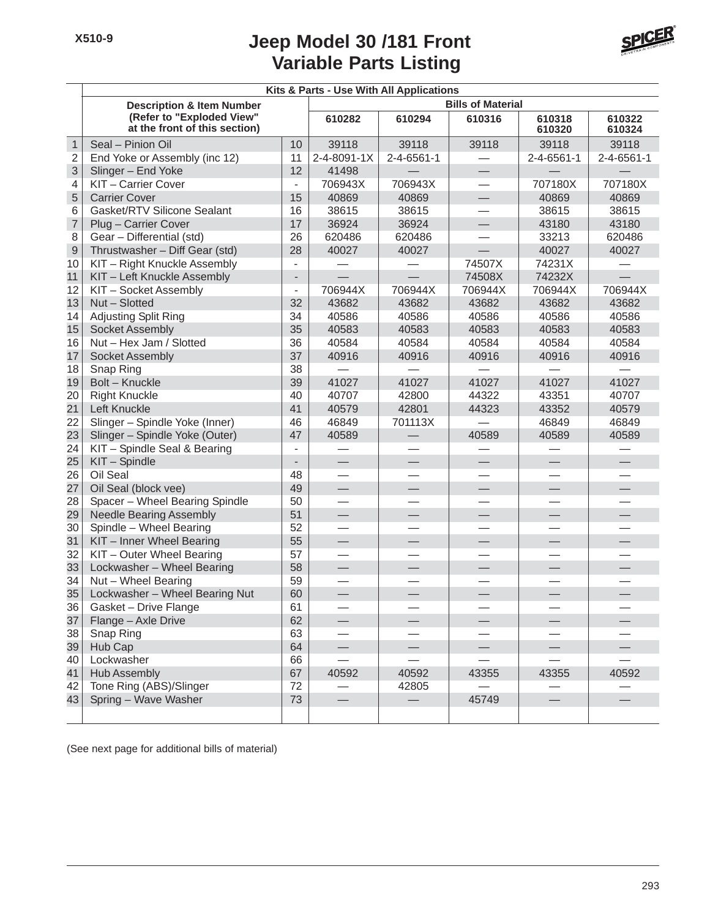# Jeep Model 30 /181 Front Variable Parts Listing

| | Kits & Parts - Use With All Applications | | | | | | |
|---|---|---|---|---|---|---|---|
| | Description & Item Number (Refer to "Exploded View" at the front of this section) | | Bills of Material | | | | |
| | | | 610282 | 610294 | 610316 | 610318 610320 | 610322 610324 |
| 1 | Seal – Pinion Oil | 10 | 39118 | 39118 | 39118 | 39118 | 39118 |
| 2 | End Yoke or Assembly (inc 12) | 11 | 2-4-8091-1X | 2-4-6561-1 | — | 2-4-6561-1 | 2-4-6561-1 |
| 3 | Slinger – End Yoke | 12 | 41498 | — | — | — | — |
| 4 | KIT – Carrier Cover | - | 706943X | 706943X | — | 707180X | 707180X |
| 5 | Carrier Cover | 15 | 40869 | 40869 | — | 40869 | 40869 |
| 6 | Gasket/RTV Silicone Sealant | 16 | 38615 | 38615 | — | 38615 | 38615 |
| 7 | Plug – Carrier Cover | 17 | 36924 | 36924 | — | 43180 | 43180 |
| 8 | Gear – Differential (std) | 26 | 620486 | 620486 | — | 33213 | 620486 |
| 9 | Thrustwasher – Diff Gear (std) | 28 | 40027 | 40027 | — | 40027 | 40027 |
| 10 | KIT – Right Knuckle Assembly | - | — | — | 74507X | 74231X | — |
| 11 | KIT – Left Knuckle Assembly | - | — | — | 74508X | 74232X | — |
| 12 | KIT – Socket Assembly | - | 706944X | 706944X | 706944X | 706944X | 706944X |
| 13 | Nut – Slotted | 32 | 43682 | 43682 | 43682 | 43682 | 43682 |
| 14 | Adjusting Split Ring | 34 | 40586 | 40586 | 40586 | 40586 | 40586 |
| 15 | Socket Assembly | 35 | 40583 | 40583 | 40583 | 40583 | 40583 |
| 16 | Nut – Hex Jam / Slotted | 36 | 40584 | 40584 | 40584 | 40584 | 40584 |
| 17 | Socket Assembly | 37 | 40916 | 40916 | 40916 | 40916 | 40916 |
| 18 | Snap Ring | 38 | — | — | — | — | — |
| 19 | Bolt – Knuckle | 39 | 41027 | 41027 | 41027 | 41027 | 41027 |
| 20 | Right Knuckle | 40 | 40707 | 42800 | 44322 | 43351 | 40707 |
| 21 | Left Knuckle | 41 | 40579 | 42801 | 44323 | 43352 | 40579 |
| 22 | Slinger – Spindle Yoke (Inner) | 46 | 46849 | 701113X | — | 46849 | 46849 |
| 23 | Slinger – Spindle Yoke (Outer) | 47 | 40589 | — | 40589 | 40589 | 40589 |
| 24 | KIT – Spindle Seal & Bearing | - | — | — | — | — | — |
| 25 | KIT – Spindle | - | — | — | — | — | — |
| 26 | Oil Seal | 48 | — | — | — | — | — |
| 27 | Oil Seal (block vee) | 49 | — | — | — | — | — |
| 28 | Spacer – Wheel Bearing Spindle | 50 | — | — | — | — | — |
| 29 | Needle Bearing Assembly | 51 | — | — | — | — | — |
| 30 | Spindle – Wheel Bearing | 52 | — | — | — | — | — |
| 31 | KIT – Inner Wheel Bearing | 55 | — | — | — | — | — |
| 32 | KIT – Outer Wheel Bearing | 57 | — | — | — | — | — |
| 33 | Lockwasher – Wheel Bearing | 58 | — | — | — | — | — |
| 34 | Nut – Wheel Bearing | 59 | — | — | — | — | — |
| 35 | Lockwasher – Wheel Bearing Nut | 60 | — | — | — | — | — |
| 36 | Gasket – Drive Flange | 61 | — | — | — | — | — |
| 37 | Flange – Axle Drive | 62 | — | — | — | — | — |
| 38 | Snap Ring | 63 | — | — | — | — | — |
| 39 | Hub Cap | 64 | — | — | — | — | — |
| 40 | Lockwasher | 66 | — | — | — | — | — |
| 41 | Hub Assembly | 67 | 40592 | 40592 | 43355 | 43355 | 40592 |
| 42 | Tone Ring (ABS)/Slinger | 72 | — | 42805 | — | — | — |
| 43 | Spring – Wave Washer | 73 | — | — | 45749 | — | — |

(See next page for additional bills of material)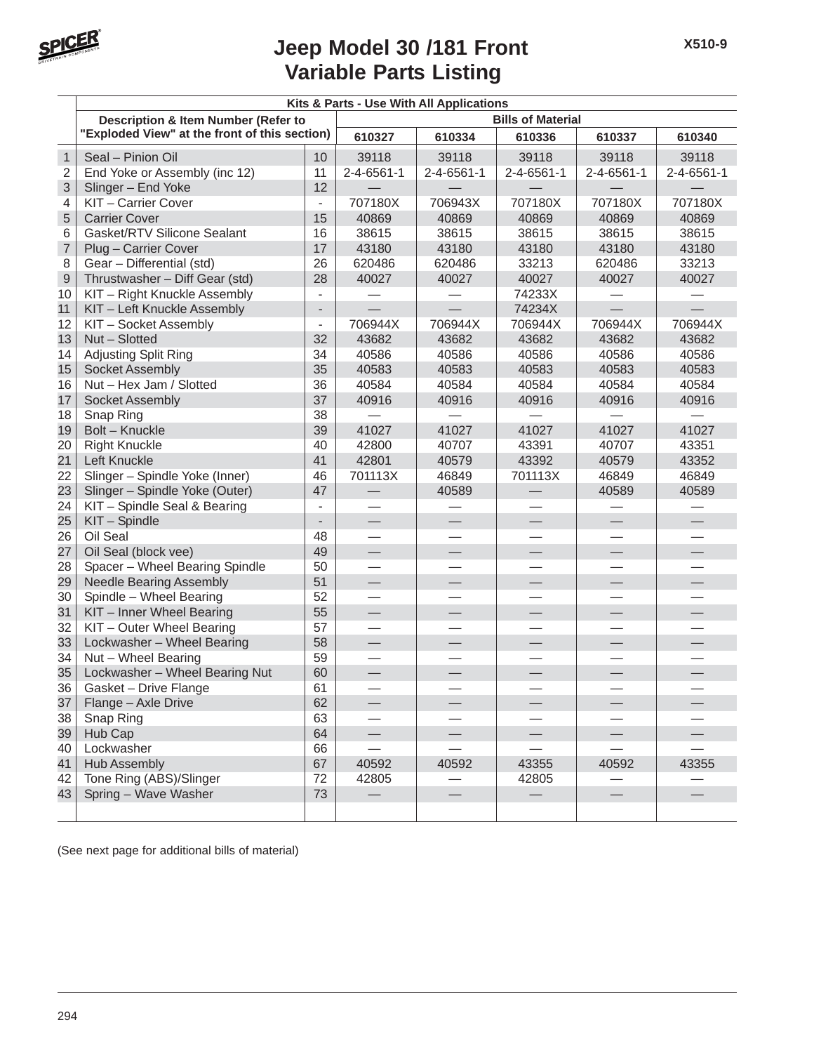# Jeep Model 30 /181 Front Variable Parts Listing

X510-9

| | Kits & Parts - Use With All Applications | | | | | | |
|---|---|---|---|---|---|---|---|
| | Description & Item Number (Refer to "Exploded View" at the front of this section) | | Bills of Material | | | | |
| | | | 610327 | 610334 | 610336 | 610337 | 610340 |
| 1 | Seal – Pinion Oil | 10 | 39118 | 39118 | 39118 | 39118 | 39118 |
| 2 | End Yoke or Assembly (inc 12) | 11 | 2-4-6561-1 | 2-4-6561-1 | 2-4-6561-1 | 2-4-6561-1 | 2-4-6561-1 |
| 3 | Slinger – End Yoke | 12 | — | — | — | — | — |
| 4 | KIT – Carrier Cover | - | 707180X | 706943X | 707180X | 707180X | 707180X |
| 5 | Carrier Cover | 15 | 40869 | 40869 | 40869 | 40869 | 40869 |
| 6 | Gasket/RTV Silicone Sealant | 16 | 38615 | 38615 | 38615 | 38615 | 38615 |
| 7 | Plug – Carrier Cover | 17 | 43180 | 43180 | 43180 | 43180 | 43180 |
| 8 | Gear – Differential (std) | 26 | 620486 | 620486 | 33213 | 620486 | 33213 |
| 9 | Thrustwasher – Diff Gear (std) | 28 | 40027 | 40027 | 40027 | 40027 | 40027 |
| 10 | KIT – Right Knuckle Assembly | - | — | — | 74233X | — | — |
| 11 | KIT – Left Knuckle Assembly | - | — | — | 74234X | — | — |
| 12 | KIT – Socket Assembly | - | 706944X | 706944X | 706944X | 706944X | 706944X |
| 13 | Nut – Slotted | 32 | 43682 | 43682 | 43682 | 43682 | 43682 |
| 14 | Adjusting Split Ring | 34 | 40586 | 40586 | 40586 | 40586 | 40586 |
| 15 | Socket Assembly | 35 | 40583 | 40583 | 40583 | 40583 | 40583 |
| 16 | Nut – Hex Jam / Slotted | 36 | 40584 | 40584 | 40584 | 40584 | 40584 |
| 17 | Socket Assembly | 37 | 40916 | 40916 | 40916 | 40916 | 40916 |
| 18 | Snap Ring | 38 | — | — | — | — | — |
| 19 | Bolt – Knuckle | 39 | 41027 | 41027 | 41027 | 41027 | 41027 |
| 20 | Right Knuckle | 40 | 42800 | 40707 | 43391 | 40707 | 43351 |
| 21 | Left Knuckle | 41 | 42801 | 40579 | 43392 | 40579 | 43352 |
| 22 | Slinger – Spindle Yoke (Inner) | 46 | 701113X | 46849 | 701113X | 46849 | 46849 |
| 23 | Slinger – Spindle Yoke (Outer) | 47 | — | 40589 | — | 40589 | 40589 |
| 24 | KIT – Spindle Seal & Bearing | - | — | — | — | — | — |
| 25 | KIT – Spindle | - | — | — | — | — | — |
| 26 | Oil Seal | 48 | — | — | — | — | — |
| 27 | Oil Seal (block vee) | 49 | — | — | — | — | — |
| 28 | Spacer – Wheel Bearing Spindle | 50 | — | — | — | — | — |
| 29 | Needle Bearing Assembly | 51 | — | — | — | — | — |
| 30 | Spindle – Wheel Bearing | 52 | — | — | — | — | — |
| 31 | KIT – Inner Wheel Bearing | 55 | — | — | — | — | — |
| 32 | KIT – Outer Wheel Bearing | 57 | — | — | — | — | — |
| 33 | Lockwasher – Wheel Bearing | 58 | — | — | — | — | — |
| 34 | Nut – Wheel Bearing | 59 | — | — | — | — | — |
| 35 | Lockwasher – Wheel Bearing Nut | 60 | — | — | — | — | — |
| 36 | Gasket – Drive Flange | 61 | — | — | — | — | — |
| 37 | Flange – Axle Drive | 62 | — | — | — | — | — |
| 38 | Snap Ring | 63 | — | — | — | — | — |
| 39 | Hub Cap | 64 | — | — | — | — | — |
| 40 | Lockwasher | 66 | — | — | — | — | — |
| 41 | Hub Assembly | 67 | 40592 | 40592 | 43355 | 40592 | 43355 |
| 42 | Tone Ring (ABS)/Slinger | 72 | 42805 | — | 42805 | — | — |
| 43 | Spring – Wave Washer | 73 | — | — | — | — | — |

(See next page for additional bills of material)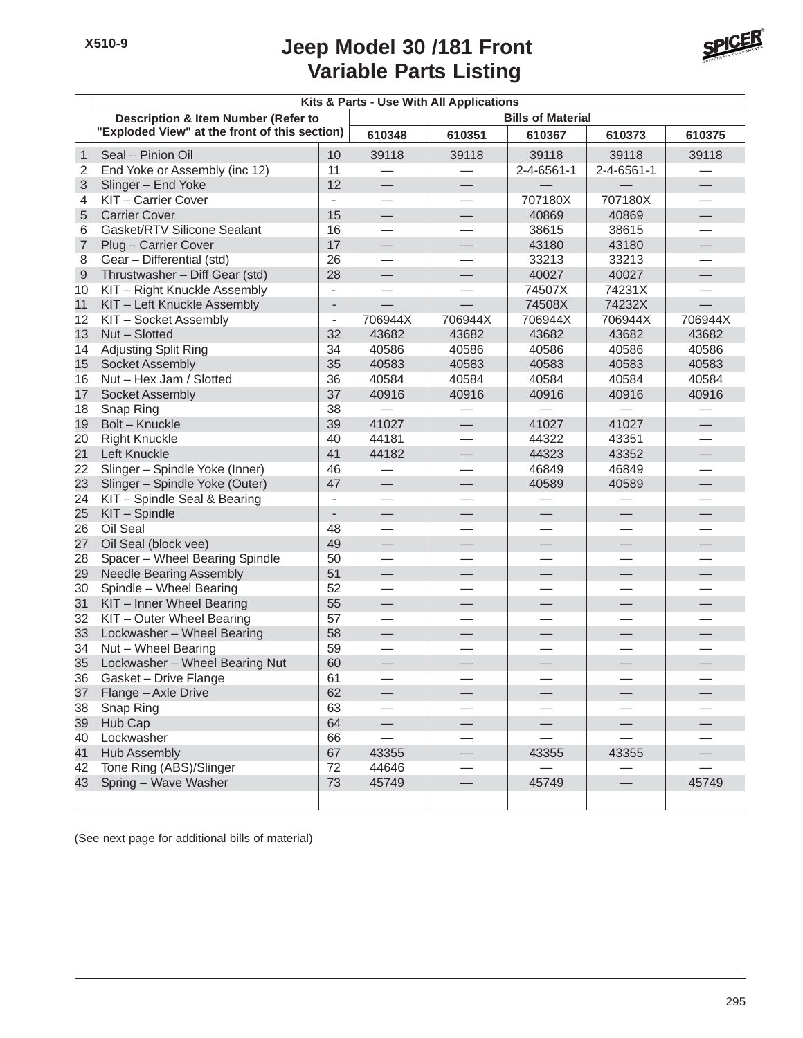# Jeep Model 30 /181 Front Variable Parts Listing

X510-9

| | Kits & Parts - Use With All Applications | | | | | | |
|---|---|---|---|---|---|---|---|
| | Description & Item Number (Refer to "Exploded View" at the front of this section) | | Bills of Material | | | | |
| | | | 610348 | 610351 | 610367 | 610373 | 610375 |
| 1 | Seal – Pinion Oil | 10 | 39118 | 39118 | 39118 | 39118 | 39118 |
| 2 | End Yoke or Assembly (inc 12) | 11 | — | — | 2-4-6561-1 | 2-4-6561-1 | — |
| 3 | Slinger – End Yoke | 12 | — | — | — | — | — |
| 4 | KIT – Carrier Cover | - | — | — | 707180X | 707180X | — |
| 5 | Carrier Cover | 15 | — | — | 40869 | 40869 | — |
| 6 | Gasket/RTV Silicone Sealant | 16 | — | — | 38615 | 38615 | — |
| 7 | Plug – Carrier Cover | 17 | — | — | 43180 | 43180 | — |
| 8 | Gear – Differential (std) | 26 | — | — | 33213 | 33213 | — |
| 9 | Thrustwasher – Diff Gear (std) | 28 | — | — | 40027 | 40027 | — |
| 10 | KIT – Right Knuckle Assembly | - | — | — | 74507X | 74231X | — |
| 11 | KIT – Left Knuckle Assembly | - | — | — | 74508X | 74232X | — |
| 12 | KIT – Socket Assembly | - | 706944X | 706944X | 706944X | 706944X | 706944X |
| 13 | Nut – Slotted | 32 | 43682 | 43682 | 43682 | 43682 | 43682 |
| 14 | Adjusting Split Ring | 34 | 40586 | 40586 | 40586 | 40586 | 40586 |
| 15 | Socket Assembly | 35 | 40583 | 40583 | 40583 | 40583 | 40583 |
| 16 | Nut – Hex Jam / Slotted | 36 | 40584 | 40584 | 40584 | 40584 | 40584 |
| 17 | Socket Assembly | 37 | 40916 | 40916 | 40916 | 40916 | 40916 |
| 18 | Snap Ring | 38 | — | — | — | — | — |
| 19 | Bolt – Knuckle | 39 | 41027 | — | 41027 | 41027 | — |
| 20 | Right Knuckle | 40 | 44181 | — | 44322 | 43351 | — |
| 21 | Left Knuckle | 41 | 44182 | — | 44323 | 43352 | — |
| 22 | Slinger – Spindle Yoke (Inner) | 46 | — | — | 46849 | 46849 | — |
| 23 | Slinger – Spindle Yoke (Outer) | 47 | — | — | 40589 | 40589 | — |
| 24 | KIT – Spindle Seal & Bearing | - | — | — | — | — | — |
| 25 | KIT – Spindle | - | — | — | — | — | — |
| 26 | Oil Seal | 48 | — | — | — | — | — |
| 27 | Oil Seal (block vee) | 49 | — | — | — | — | — |
| 28 | Spacer – Wheel Bearing Spindle | 50 | — | — | — | — | — |
| 29 | Needle Bearing Assembly | 51 | — | — | — | — | — |
| 30 | Spindle – Wheel Bearing | 52 | — | — | — | — | — |
| 31 | KIT – Inner Wheel Bearing | 55 | — | — | — | — | — |
| 32 | KIT – Outer Wheel Bearing | 57 | — | — | — | — | — |
| 33 | Lockwasher – Wheel Bearing | 58 | — | — | — | — | — |
| 34 | Nut – Wheel Bearing | 59 | — | — | — | — | — |
| 35 | Lockwasher – Wheel Bearing Nut | 60 | — | — | — | — | — |
| 36 | Gasket – Drive Flange | 61 | — | — | — | — | — |
| 37 | Flange – Axle Drive | 62 | — | — | — | — | — |
| 38 | Snap Ring | 63 | — | — | — | — | — |
| 39 | Hub Cap | 64 | — | — | — | — | — |
| 40 | Lockwasher | 66 | — | — | — | — | — |
| 41 | Hub Assembly | 67 | 43355 | — | 43355 | 43355 | — |
| 42 | Tone Ring (ABS)/Slinger | 72 | 44646 | — | — | — | — |
| 43 | Spring – Wave Washer | 73 | 45749 | — | 45749 | — | 45749 |

(See next page for additional bills of material)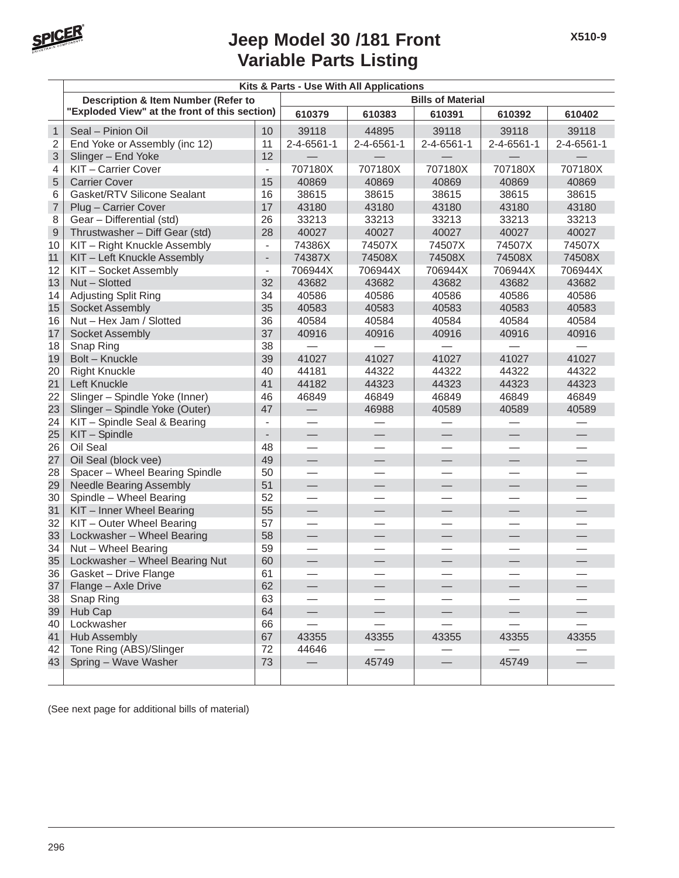# Jeep Model 30 /181 Front Variable Parts Listing

X510-9

| | Kits & Parts - Use With All Applications | | | | | | |
|---|---|---|---|---|---|---|---|
| | Description & Item Number (Refer to "Exploded View" at the front of this section) | | Bills of Material | | | | |
| | | | 610379 | 610383 | 610391 | 610392 | 610402 |
| 1 | Seal – Pinion Oil | 10 | 39118 | 44895 | 39118 | 39118 | 39118 |
| 2 | End Yoke or Assembly (inc 12) | 11 | 2-4-6561-1 | 2-4-6561-1 | 2-4-6561-1 | 2-4-6561-1 | 2-4-6561-1 |
| 3 | Slinger – End Yoke | 12 | — | — | — | — | — |
| 4 | KIT – Carrier Cover | - | 707180X | 707180X | 707180X | 707180X | 707180X |
| 5 | Carrier Cover | 15 | 40869 | 40869 | 40869 | 40869 | 40869 |
| 6 | Gasket/RTV Silicone Sealant | 16 | 38615 | 38615 | 38615 | 38615 | 38615 |
| 7 | Plug – Carrier Cover | 17 | 43180 | 43180 | 43180 | 43180 | 43180 |
| 8 | Gear – Differential (std) | 26 | 33213 | 33213 | 33213 | 33213 | 33213 |
| 9 | Thrustwasher – Diff Gear (std) | 28 | 40027 | 40027 | 40027 | 40027 | 40027 |
| 10 | KIT – Right Knuckle Assembly | - | 74386X | 74507X | 74507X | 74507X | 74507X |
| 11 | KIT – Left Knuckle Assembly | - | 74387X | 74508X | 74508X | 74508X | 74508X |
| 12 | KIT – Socket Assembly | - | 706944X | 706944X | 706944X | 706944X | 706944X |
| 13 | Nut – Slotted | 32 | 43682 | 43682 | 43682 | 43682 | 43682 |
| 14 | Adjusting Split Ring | 34 | 40586 | 40586 | 40586 | 40586 | 40586 |
| 15 | Socket Assembly | 35 | 40583 | 40583 | 40583 | 40583 | 40583 |
| 16 | Nut – Hex Jam / Slotted | 36 | 40584 | 40584 | 40584 | 40584 | 40584 |
| 17 | Socket Assembly | 37 | 40916 | 40916 | 40916 | 40916 | 40916 |
| 18 | Snap Ring | 38 | — | — | — | — | — |
| 19 | Bolt – Knuckle | 39 | 41027 | 41027 | 41027 | 41027 | 41027 |
| 20 | Right Knuckle | 40 | 44181 | 44322 | 44322 | 44322 | 44322 |
| 21 | Left Knuckle | 41 | 44182 | 44323 | 44323 | 44323 | 44323 |
| 22 | Slinger – Spindle Yoke (Inner) | 46 | 46849 | 46849 | 46849 | 46849 | 46849 |
| 23 | Slinger – Spindle Yoke (Outer) | 47 | — | 46988 | 40589 | 40589 | 40589 |
| 24 | KIT – Spindle Seal & Bearing | - | — | — | — | — | — |
| 25 | KIT – Spindle | - | — | — | — | — | — |
| 26 | Oil Seal | 48 | — | — | — | — | — |
| 27 | Oil Seal (block vee) | 49 | — | — | — | — | — |
| 28 | Spacer – Wheel Bearing Spindle | 50 | — | — | — | — | — |
| 29 | Needle Bearing Assembly | 51 | — | — | — | — | — |
| 30 | Spindle – Wheel Bearing | 52 | — | — | — | — | — |
| 31 | KIT – Inner Wheel Bearing | 55 | — | — | — | — | — |
| 32 | KIT – Outer Wheel Bearing | 57 | — | — | — | — | — |
| 33 | Lockwasher – Wheel Bearing | 58 | — | — | — | — | — |
| 34 | Nut – Wheel Bearing | 59 | — | — | — | — | — |
| 35 | Lockwasher – Wheel Bearing Nut | 60 | — | — | — | — | — |
| 36 | Gasket – Drive Flange | 61 | — | — | — | — | — |
| 37 | Flange – Axle Drive | 62 | — | — | — | — | — |
| 38 | Snap Ring | 63 | — | — | — | — | — |
| 39 | Hub Cap | 64 | — | — | — | — | — |
| 40 | Lockwasher | 66 | — | — | — | — | — |
| 41 | Hub Assembly | 67 | 43355 | 43355 | 43355 | 43355 | 43355 |
| 42 | Tone Ring (ABS)/Slinger | 72 | 44646 | — | — | — | — |
| 43 | Spring – Wave Washer | 73 | — | 45749 | — | 45749 | — |

(See next page for additional bills of material)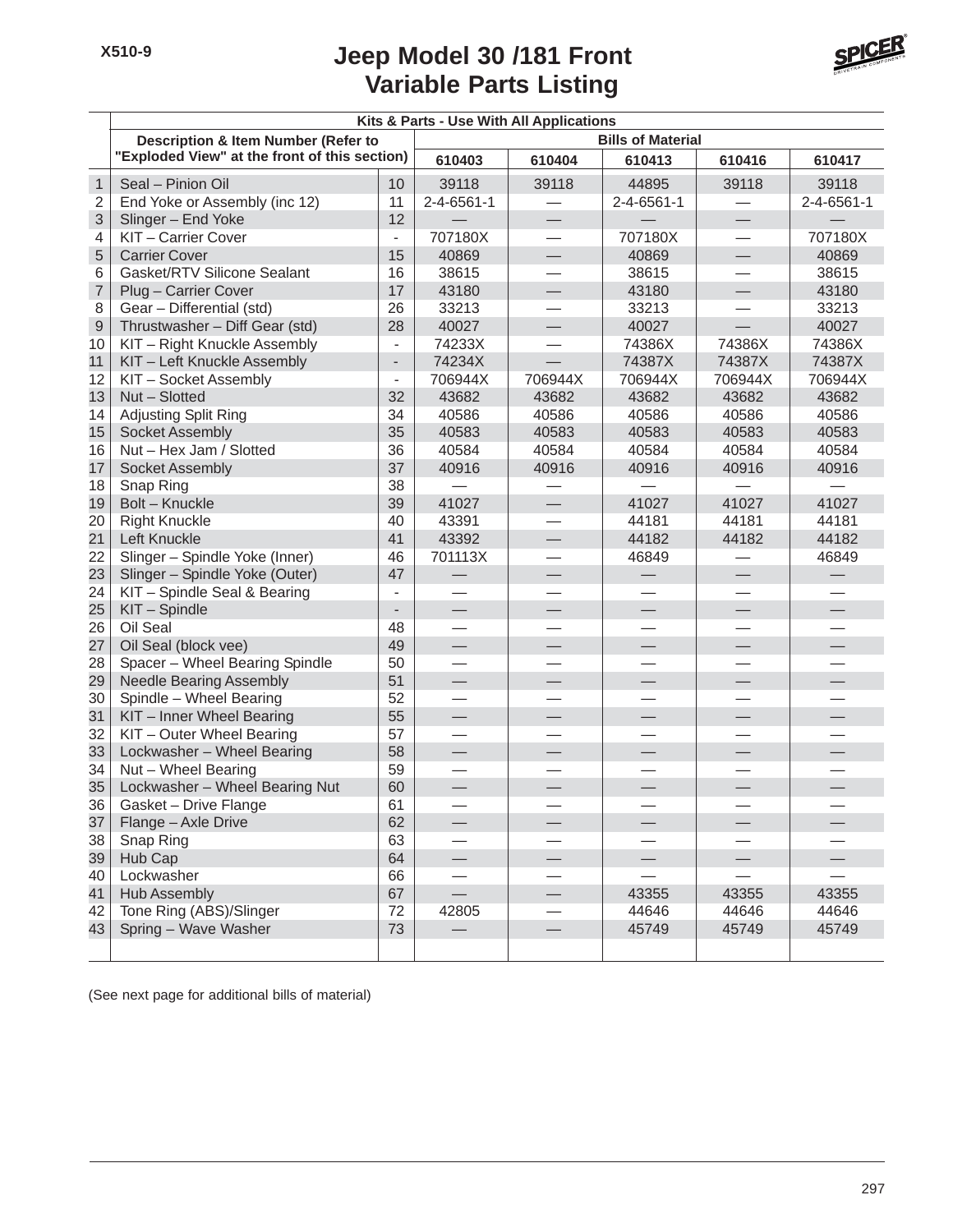# Jeep Model 30 /181 Front Variable Parts Listing

X510-9

| | Kits & Parts - Use With All Applications | | | | | | |
|---|---|---|---|---|---|---|---|
| | Description & Item Number (Refer to "Exploded View" at the front of this section) | | Bills of Material | | | | |
| | | | 610403 | 610404 | 610413 | 610416 | 610417 |
| 1 | Seal – Pinion Oil | 10 | 39118 | 39118 | 44895 | 39118 | 39118 |
| 2 | End Yoke or Assembly (inc 12) | 11 | 2-4-6561-1 | — | 2-4-6561-1 | — | 2-4-6561-1 |
| 3 | Slinger – End Yoke | 12 | — | — | — | — | — |
| 4 | KIT – Carrier Cover | - | 707180X | — | 707180X | — | 707180X |
| 5 | Carrier Cover | 15 | 40869 | — | 40869 | — | 40869 |
| 6 | Gasket/RTV Silicone Sealant | 16 | 38615 | — | 38615 | — | 38615 |
| 7 | Plug – Carrier Cover | 17 | 43180 | — | 43180 | — | 43180 |
| 8 | Gear – Differential (std) | 26 | 33213 | — | 33213 | — | 33213 |
| 9 | Thrustwasher – Diff Gear (std) | 28 | 40027 | — | 40027 | — | 40027 |
| 10 | KIT – Right Knuckle Assembly | - | 74233X | — | 74386X | 74386X | 74386X |
| 11 | KIT – Left Knuckle Assembly | - | 74234X | — | 74387X | 74387X | 74387X |
| 12 | KIT – Socket Assembly | - | 706944X | 706944X | 706944X | 706944X | 706944X |
| 13 | Nut – Slotted | 32 | 43682 | 43682 | 43682 | 43682 | 43682 |
| 14 | Adjusting Split Ring | 34 | 40586 | 40586 | 40586 | 40586 | 40586 |
| 15 | Socket Assembly | 35 | 40583 | 40583 | 40583 | 40583 | 40583 |
| 16 | Nut – Hex Jam / Slotted | 36 | 40584 | 40584 | 40584 | 40584 | 40584 |
| 17 | Socket Assembly | 37 | 40916 | 40916 | 40916 | 40916 | 40916 |
| 18 | Snap Ring | 38 | — | — | — | — | — |
| 19 | Bolt – Knuckle | 39 | 41027 | — | 41027 | 41027 | 41027 |
| 20 | Right Knuckle | 40 | 43391 | — | 44181 | 44181 | 44181 |
| 21 | Left Knuckle | 41 | 43392 | — | 44182 | 44182 | 44182 |
| 22 | Slinger – Spindle Yoke (Inner) | 46 | 701113X | — | 46849 | — | 46849 |
| 23 | Slinger – Spindle Yoke (Outer) | 47 | — | — | — | — | — |
| 24 | KIT – Spindle Seal & Bearing | - | — | — | — | — | — |
| 25 | KIT – Spindle | - | — | — | — | — | — |
| 26 | Oil Seal | 48 | — | — | — | — | — |
| 27 | Oil Seal (block vee) | 49 | — | — | — | — | — |
| 28 | Spacer – Wheel Bearing Spindle | 50 | — | — | — | — | — |
| 29 | Needle Bearing Assembly | 51 | — | — | — | — | — |
| 30 | Spindle – Wheel Bearing | 52 | — | — | — | — | — |
| 31 | KIT – Inner Wheel Bearing | 55 | — | — | — | — | — |
| 32 | KIT – Outer Wheel Bearing | 57 | — | — | — | — | — |
| 33 | Lockwasher – Wheel Bearing | 58 | — | — | — | — | — |
| 34 | Nut – Wheel Bearing | 59 | — | — | — | — | — |
| 35 | Lockwasher – Wheel Bearing Nut | 60 | — | — | — | — | — |
| 36 | Gasket – Drive Flange | 61 | — | — | — | — | — |
| 37 | Flange – Axle Drive | 62 | — | — | — | — | — |
| 38 | Snap Ring | 63 | — | — | — | — | — |
| 39 | Hub Cap | 64 | — | — | — | — | — |
| 40 | Lockwasher | 66 | — | — | — | — | — |
| 41 | Hub Assembly | 67 | — | — | 43355 | 43355 | 43355 |
| 42 | Tone Ring (ABS)/Slinger | 72 | 42805 | — | 44646 | 44646 | 44646 |
| 43 | Spring – Wave Washer | 73 | — | — | 45749 | 45749 | 45749 |

(See next page for additional bills of material)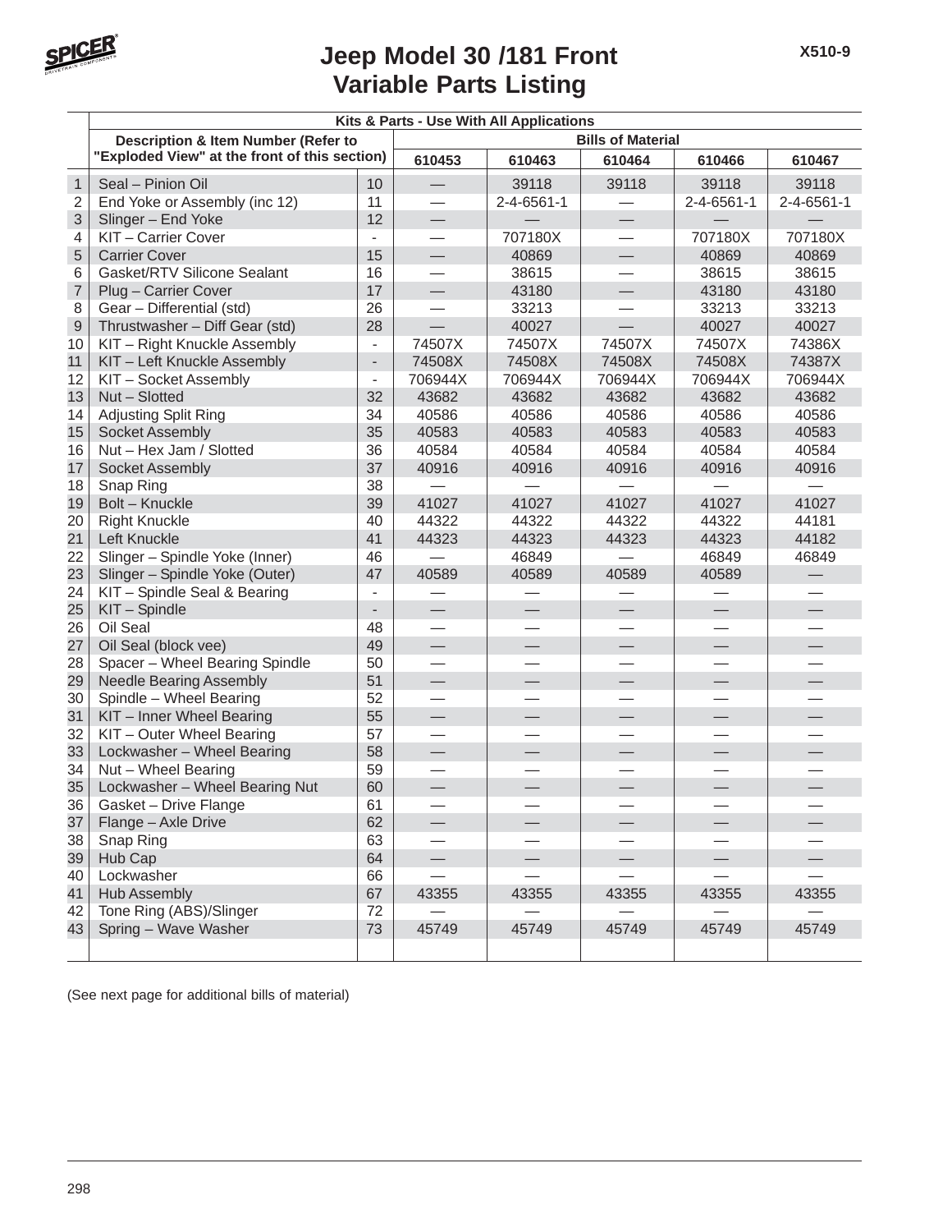# Jeep Model 30 /181 Front Variable Parts Listing

X510-9

| | Kits & Parts - Use With All Applications | | | | | | |
|---|---|---|---|---|---|---|---|
| | Description & Item Number (Refer to "Exploded View" at the front of this section) | | Bills of Material | | | | |
| | | | 610453 | 610463 | 610464 | 610466 | 610467 |
| 1 | Seal – Pinion Oil | 10 | — | 39118 | 39118 | 39118 | 39118 |
| 2 | End Yoke or Assembly (inc 12) | 11 | — | 2-4-6561-1 | — | 2-4-6561-1 | 2-4-6561-1 |
| 3 | Slinger – End Yoke | 12 | — | — | — | — | — |
| 4 | KIT – Carrier Cover | - | — | 707180X | — | 707180X | 707180X |
| 5 | Carrier Cover | 15 | — | 40869 | — | 40869 | 40869 |
| 6 | Gasket/RTV Silicone Sealant | 16 | — | 38615 | — | 38615 | 38615 |
| 7 | Plug – Carrier Cover | 17 | — | 43180 | — | 43180 | 43180 |
| 8 | Gear – Differential (std) | 26 | — | 33213 | — | 33213 | 33213 |
| 9 | Thrustwasher – Diff Gear (std) | 28 | — | 40027 | — | 40027 | 40027 |
| 10 | KIT – Right Knuckle Assembly | - | 74507X | 74507X | 74507X | 74507X | 74386X |
| 11 | KIT – Left Knuckle Assembly | - | 74508X | 74508X | 74508X | 74508X | 74387X |
| 12 | KIT – Socket Assembly | - | 706944X | 706944X | 706944X | 706944X | 706944X |
| 13 | Nut – Slotted | 32 | 43682 | 43682 | 43682 | 43682 | 43682 |
| 14 | Adjusting Split Ring | 34 | 40586 | 40586 | 40586 | 40586 | 40586 |
| 15 | Socket Assembly | 35 | 40583 | 40583 | 40583 | 40583 | 40583 |
| 16 | Nut – Hex Jam / Slotted | 36 | 40584 | 40584 | 40584 | 40584 | 40584 |
| 17 | Socket Assembly | 37 | 40916 | 40916 | 40916 | 40916 | 40916 |
| 18 | Snap Ring | 38 | — | — | — | — | — |
| 19 | Bolt – Knuckle | 39 | 41027 | 41027 | 41027 | 41027 | 41027 |
| 20 | Right Knuckle | 40 | 44322 | 44322 | 44322 | 44322 | 44181 |
| 21 | Left Knuckle | 41 | 44323 | 44323 | 44323 | 44323 | 44182 |
| 22 | Slinger – Spindle Yoke (Inner) | 46 | — | 46849 | — | 46849 | 46849 |
| 23 | Slinger – Spindle Yoke (Outer) | 47 | 40589 | 40589 | 40589 | 40589 | — |
| 24 | KIT – Spindle Seal & Bearing | - | — | — | — | — | — |
| 25 | KIT – Spindle | - | — | — | — | — | — |
| 26 | Oil Seal | 48 | — | — | — | — | — |
| 27 | Oil Seal (block vee) | 49 | — | — | — | — | — |
| 28 | Spacer – Wheel Bearing Spindle | 50 | — | — | — | — | — |
| 29 | Needle Bearing Assembly | 51 | — | — | — | — | — |
| 30 | Spindle – Wheel Bearing | 52 | — | — | — | — | — |
| 31 | KIT – Inner Wheel Bearing | 55 | — | — | — | — | — |
| 32 | KIT – Outer Wheel Bearing | 57 | — | — | — | — | — |
| 33 | Lockwasher – Wheel Bearing | 58 | — | — | — | — | — |
| 34 | Nut – Wheel Bearing | 59 | — | — | — | — | — |
| 35 | Lockwasher – Wheel Bearing Nut | 60 | — | — | — | — | — |
| 36 | Gasket – Drive Flange | 61 | — | — | — | — | — |
| 37 | Flange – Axle Drive | 62 | — | — | — | — | — |
| 38 | Snap Ring | 63 | — | — | — | — | — |
| 39 | Hub Cap | 64 | — | — | — | — | — |
| 40 | Lockwasher | 66 | — | — | — | — | — |
| 41 | Hub Assembly | 67 | 43355 | 43355 | 43355 | 43355 | 43355 |
| 42 | Tone Ring (ABS)/Slinger | 72 | — | — | — | — | — |
| 43 | Spring – Wave Washer | 73 | 45749 | 45749 | 45749 | 45749 | 45749 |

(See next page for additional bills of material)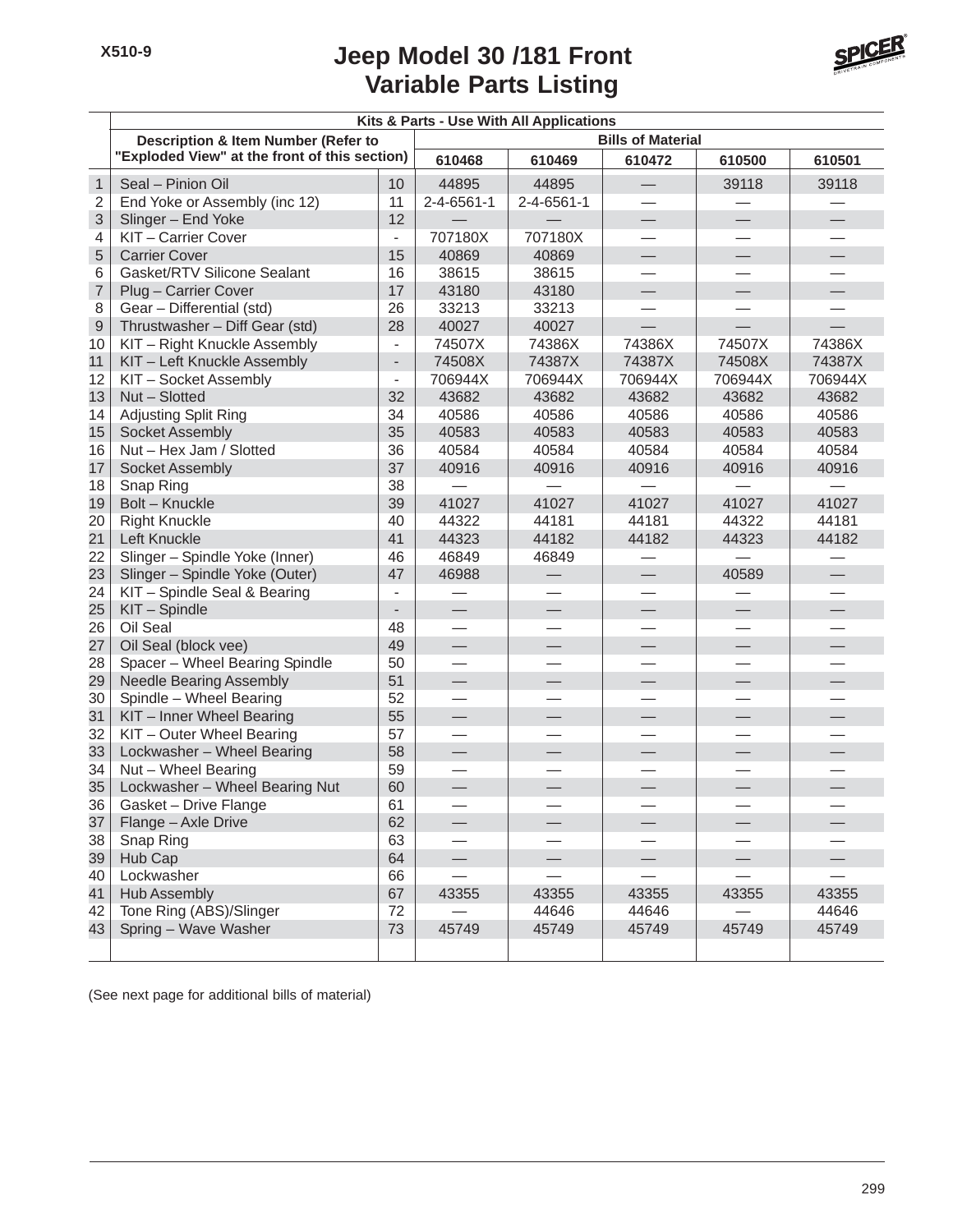# Jeep Model 30 /181 Front Variable Parts Listing

X510-9

| | Kits & Parts - Use With All Applications | | | | | | |
|---|---|---|---|---|---|---|---|
| | Description & Item Number (Refer to "Exploded View" at the front of this section) | | Bills of Material | | | | |
| | | | 610468 | 610469 | 610472 | 610500 | 610501 |
| 1 | Seal – Pinion Oil | 10 | 44895 | 44895 | — | 39118 | 39118 |
| 2 | End Yoke or Assembly (inc 12) | 11 | 2-4-6561-1 | 2-4-6561-1 | — | — | — |
| 3 | Slinger – End Yoke | 12 | — | — | — | — | — |
| 4 | KIT – Carrier Cover | - | 707180X | 707180X | — | — | — |
| 5 | Carrier Cover | 15 | 40869 | 40869 | — | — | — |
| 6 | Gasket/RTV Silicone Sealant | 16 | 38615 | 38615 | — | — | — |
| 7 | Plug – Carrier Cover | 17 | 43180 | 43180 | — | — | — |
| 8 | Gear – Differential (std) | 26 | 33213 | 33213 | — | — | — |
| 9 | Thrustwasher – Diff Gear (std) | 28 | 40027 | 40027 | — | — | — |
| 10 | KIT – Right Knuckle Assembly | - | 74507X | 74386X | 74386X | 74507X | 74386X |
| 11 | KIT – Left Knuckle Assembly | - | 74508X | 74387X | 74387X | 74508X | 74387X |
| 12 | KIT – Socket Assembly | - | 706944X | 706944X | 706944X | 706944X | 706944X |
| 13 | Nut – Slotted | 32 | 43682 | 43682 | 43682 | 43682 | 43682 |
| 14 | Adjusting Split Ring | 34 | 40586 | 40586 | 40586 | 40586 | 40586 |
| 15 | Socket Assembly | 35 | 40583 | 40583 | 40583 | 40583 | 40583 |
| 16 | Nut – Hex Jam / Slotted | 36 | 40584 | 40584 | 40584 | 40584 | 40584 |
| 17 | Socket Assembly | 37 | 40916 | 40916 | 40916 | 40916 | 40916 |
| 18 | Snap Ring | 38 | — | — | — | — | — |
| 19 | Bolt – Knuckle | 39 | 41027 | 41027 | 41027 | 41027 | 41027 |
| 20 | Right Knuckle | 40 | 44322 | 44181 | 44181 | 44322 | 44181 |
| 21 | Left Knuckle | 41 | 44323 | 44182 | 44182 | 44323 | 44182 |
| 22 | Slinger – Spindle Yoke (Inner) | 46 | 46849 | 46849 | — | — | — |
| 23 | Slinger – Spindle Yoke (Outer) | 47 | 46988 | — | — | 40589 | — |
| 24 | KIT – Spindle Seal & Bearing | - | — | — | — | — | — |
| 25 | KIT – Spindle | - | — | — | — | — | — |
| 26 | Oil Seal | 48 | — | — | — | — | — |
| 27 | Oil Seal (block vee) | 49 | — | — | — | — | — |
| 28 | Spacer – Wheel Bearing Spindle | 50 | — | — | — | — | — |
| 29 | Needle Bearing Assembly | 51 | — | — | — | — | — |
| 30 | Spindle – Wheel Bearing | 52 | — | — | — | — | — |
| 31 | KIT – Inner Wheel Bearing | 55 | — | — | — | — | — |
| 32 | KIT – Outer Wheel Bearing | 57 | — | — | — | — | — |
| 33 | Lockwasher – Wheel Bearing | 58 | — | — | — | — | — |
| 34 | Nut – Wheel Bearing | 59 | — | — | — | — | — |
| 35 | Lockwasher – Wheel Bearing Nut | 60 | — | — | — | — | — |
| 36 | Gasket – Drive Flange | 61 | — | — | — | — | — |
| 37 | Flange – Axle Drive | 62 | — | — | — | — | — |
| 38 | Snap Ring | 63 | — | — | — | — | — |
| 39 | Hub Cap | 64 | — | — | — | — | — |
| 40 | Lockwasher | 66 | — | — | — | — | — |
| 41 | Hub Assembly | 67 | 43355 | 43355 | 43355 | 43355 | 43355 |
| 42 | Tone Ring (ABS)/Slinger | 72 | — | 44646 | 44646 | — | 44646 |
| 43 | Spring – Wave Washer | 73 | 45749 | 45749 | 45749 | 45749 | 45749 |

(See next page for additional bills of material)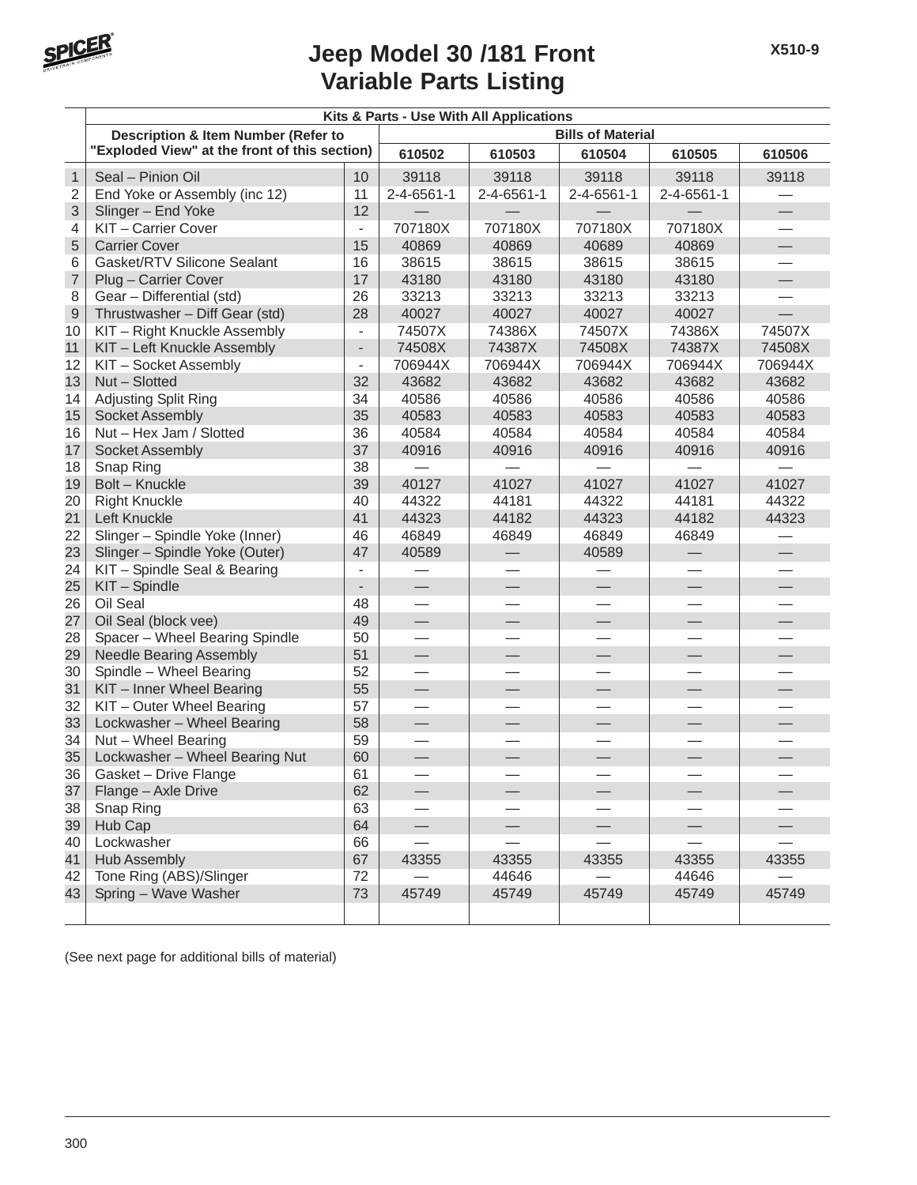# Jeep Model 30 /181 Front
# Variable Parts Listing

X510-9

| | Kits & Parts - Use With All Applications | | | | | | |
|---|---|---|---|---|---|---|---|
| | Description & Item Number (Refer to "Exploded View" at the front of this section) | | Bills of Material | | | | |
| | | | 610502 | 610503 | 610504 | 610505 | 610506 |
| 1 | Seal – Pinion Oil | 10 | 39118 | 39118 | 39118 | 39118 | 39118 |
| 2 | End Yoke or Assembly (inc 12) | 11 | 2-4-6561-1 | 2-4-6561-1 | 2-4-6561-1 | 2-4-6561-1 | — |
| 3 | Slinger – End Yoke | 12 | — | — | — | — | — |
| 4 | KIT – Carrier Cover | - | 707180X | 707180X | 707180X | 707180X | — |
| 5 | Carrier Cover | 15 | 40869 | 40869 | 40689 | 40869 | — |
| 6 | Gasket/RTV Silicone Sealant | 16 | 38615 | 38615 | 38615 | 38615 | — |
| 7 | Plug – Carrier Cover | 17 | 43180 | 43180 | 43180 | 43180 | — |
| 8 | Gear – Differential (std) | 26 | 33213 | 33213 | 33213 | 33213 | — |
| 9 | Thrustwasher – Diff Gear (std) | 28 | 40027 | 40027 | 40027 | 40027 | — |
| 10 | KIT – Right Knuckle Assembly | - | 74507X | 74386X | 74507X | 74386X | 74507X |
| 11 | KIT – Left Knuckle Assembly | - | 74508X | 74387X | 74508X | 74387X | 74508X |
| 12 | KIT – Socket Assembly | - | 706944X | 706944X | 706944X | 706944X | 706944X |
| 13 | Nut – Slotted | 32 | 43682 | 43682 | 43682 | 43682 | 43682 |
| 14 | Adjusting Split Ring | 34 | 40586 | 40586 | 40586 | 40586 | 40586 |
| 15 | Socket Assembly | 35 | 40583 | 40583 | 40583 | 40583 | 40583 |
| 16 | Nut – Hex Jam / Slotted | 36 | 40584 | 40584 | 40584 | 40584 | 40584 |
| 17 | Socket Assembly | 37 | 40916 | 40916 | 40916 | 40916 | 40916 |
| 18 | Snap Ring | 38 | — | — | — | — | — |
| 19 | Bolt – Knuckle | 39 | 40127 | 41027 | 41027 | 41027 | 41027 |
| 20 | Right Knuckle | 40 | 44322 | 44181 | 44322 | 44181 | 44322 |
| 21 | Left Knuckle | 41 | 44323 | 44182 | 44323 | 44182 | 44323 |
| 22 | Slinger – Spindle Yoke (Inner) | 46 | 46849 | 46849 | 46849 | 46849 | — |
| 23 | Slinger – Spindle Yoke (Outer) | 47 | 40589 | — | 40589 | — | — |
| 24 | KIT – Spindle Seal & Bearing | - | — | — | — | — | — |
| 25 | KIT – Spindle | - | — | — | — | — | — |
| 26 | Oil Seal | 48 | — | — | — | — | — |
| 27 | Oil Seal (block vee) | 49 | — | — | — | — | — |
| 28 | Spacer – Wheel Bearing Spindle | 50 | — | — | — | — | — |
| 29 | Needle Bearing Assembly | 51 | — | — | — | — | — |
| 30 | Spindle – Wheel Bearing | 52 | — | — | — | — | — |
| 31 | KIT – Inner Wheel Bearing | 55 | — | — | — | — | — |
| 32 | KIT – Outer Wheel Bearing | 57 | — | — | — | — | — |
| 33 | Lockwasher – Wheel Bearing | 58 | — | — | — | — | — |
| 34 | Nut – Wheel Bearing | 59 | — | — | — | — | — |
| 35 | Lockwasher – Wheel Bearing Nut | 60 | — | — | — | — | — |
| 36 | Gasket – Drive Flange | 61 | — | — | — | — | — |
| 37 | Flange – Axle Drive | 62 | — | — | — | — | — |
| 38 | Snap Ring | 63 | — | — | — | — | — |
| 39 | Hub Cap | 64 | — | — | — | — | — |
| 40 | Lockwasher | 66 | — | — | — | — | — |
| 41 | Hub Assembly | 67 | 43355 | 43355 | 43355 | 43355 | 43355 |
| 42 | Tone Ring (ABS)/Slinger | 72 | — | 44646 | — | 44646 | — |
| 43 | Spring – Wave Washer | 73 | 45749 | 45749 | 45749 | 45749 | 45749 |

(See next page for additional bills of material)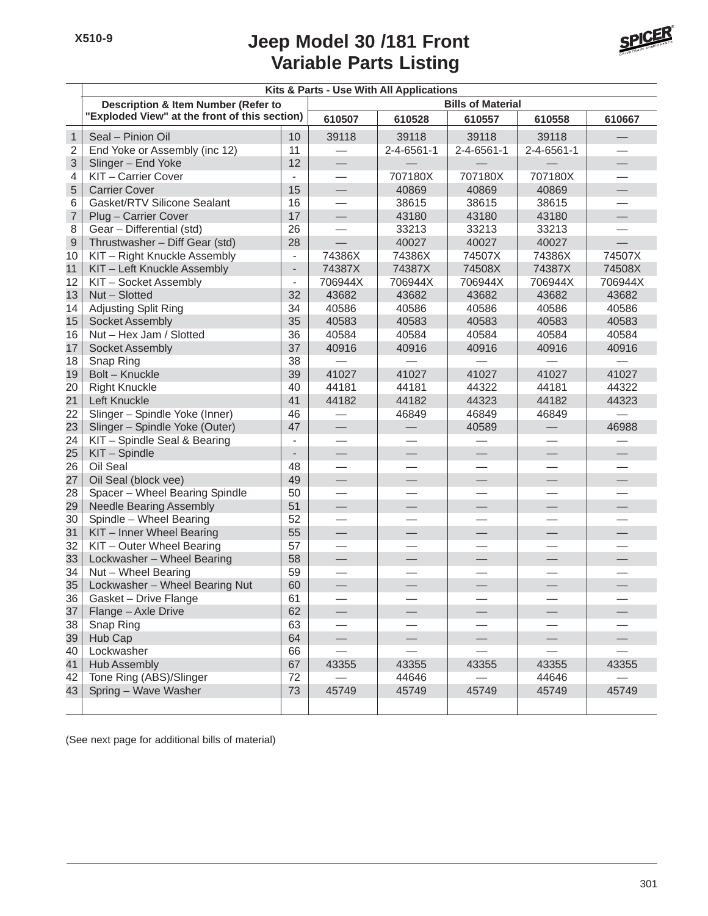# Jeep Model 30 /181 Front Variable Parts Listing

X510-9

| | Kits & Parts - Use With All Applications | | | | | | |
|---|---|---|---|---|---|---|---|
| | Description & Item Number (Refer to "Exploded View" at the front of this section) | | Bills of Material | | | | |
| | | | 610507 | 610528 | 610557 | 610558 | 610667 |
| 1 | Seal – Pinion Oil | 10 | 39118 | 39118 | 39118 | 39118 | — |
| 2 | End Yoke or Assembly (inc 12) | 11 | — | 2-4-6561-1 | 2-4-6561-1 | 2-4-6561-1 | — |
| 3 | Slinger – End Yoke | 12 | — | — | — | — | — |
| 4 | KIT – Carrier Cover | - | — | 707180X | 707180X | 707180X | — |
| 5 | Carrier Cover | 15 | — | 40869 | 40869 | 40869 | — |
| 6 | Gasket/RTV Silicone Sealant | 16 | — | 38615 | 38615 | 38615 | — |
| 7 | Plug – Carrier Cover | 17 | — | 43180 | 43180 | 43180 | — |
| 8 | Gear – Differential (std) | 26 | — | 33213 | 33213 | 33213 | — |
| 9 | Thrustwasher – Diff Gear (std) | 28 | — | 40027 | 40027 | 40027 | — |
| 10 | KIT – Right Knuckle Assembly | - | 74386X | 74386X | 74507X | 74386X | 74507X |
| 11 | KIT – Left Knuckle Assembly | - | 74387X | 74387X | 74508X | 74387X | 74508X |
| 12 | KIT – Socket Assembly | - | 706944X | 706944X | 706944X | 706944X | 706944X |
| 13 | Nut – Slotted | 32 | 43682 | 43682 | 43682 | 43682 | 43682 |
| 14 | Adjusting Split Ring | 34 | 40586 | 40586 | 40586 | 40586 | 40586 |
| 15 | Socket Assembly | 35 | 40583 | 40583 | 40583 | 40583 | 40583 |
| 16 | Nut – Hex Jam / Slotted | 36 | 40584 | 40584 | 40584 | 40584 | 40584 |
| 17 | Socket Assembly | 37 | 40916 | 40916 | 40916 | 40916 | 40916 |
| 18 | Snap Ring | 38 | — | — | — | — | — |
| 19 | Bolt – Knuckle | 39 | 41027 | 41027 | 41027 | 41027 | 41027 |
| 20 | Right Knuckle | 40 | 44181 | 44181 | 44322 | 44181 | 44322 |
| 21 | Left Knuckle | 41 | 44182 | 44182 | 44323 | 44182 | 44323 |
| 22 | Slinger – Spindle Yoke (Inner) | 46 | — | 46849 | 46849 | 46849 | — |
| 23 | Slinger – Spindle Yoke (Outer) | 47 | — | — | 40589 | — | 46988 |
| 24 | KIT – Spindle Seal & Bearing | - | — | — | — | — | — |
| 25 | KIT – Spindle | - | — | — | — | — | — |
| 26 | Oil Seal | 48 | — | — | — | — | — |
| 27 | Oil Seal (block vee) | 49 | — | — | — | — | — |
| 28 | Spacer – Wheel Bearing Spindle | 50 | — | — | — | — | — |
| 29 | Needle Bearing Assembly | 51 | — | — | — | — | — |
| 30 | Spindle – Wheel Bearing | 52 | — | — | — | — | — |
| 31 | KIT – Inner Wheel Bearing | 55 | — | — | — | — | — |
| 32 | KIT – Outer Wheel Bearing | 57 | — | — | — | — | — |
| 33 | Lockwasher – Wheel Bearing | 58 | — | — | — | — | — |
| 34 | Nut – Wheel Bearing | 59 | — | — | — | — | — |
| 35 | Lockwasher – Wheel Bearing Nut | 60 | — | — | — | — | — |
| 36 | Gasket – Drive Flange | 61 | — | — | — | — | — |
| 37 | Flange – Axle Drive | 62 | — | — | — | — | — |
| 38 | Snap Ring | 63 | — | — | — | — | — |
| 39 | Hub Cap | 64 | — | — | — | — | — |
| 40 | Lockwasher | 66 | — | — | — | — | — |
| 41 | Hub Assembly | 67 | 43355 | 43355 | 43355 | 43355 | 43355 |
| 42 | Tone Ring (ABS)/Slinger | 72 | — | 44646 | — | 44646 | — |
| 43 | Spring – Wave Washer | 73 | 45749 | 45749 | 45749 | 45749 | 45749 |

(See next page for additional bills of material)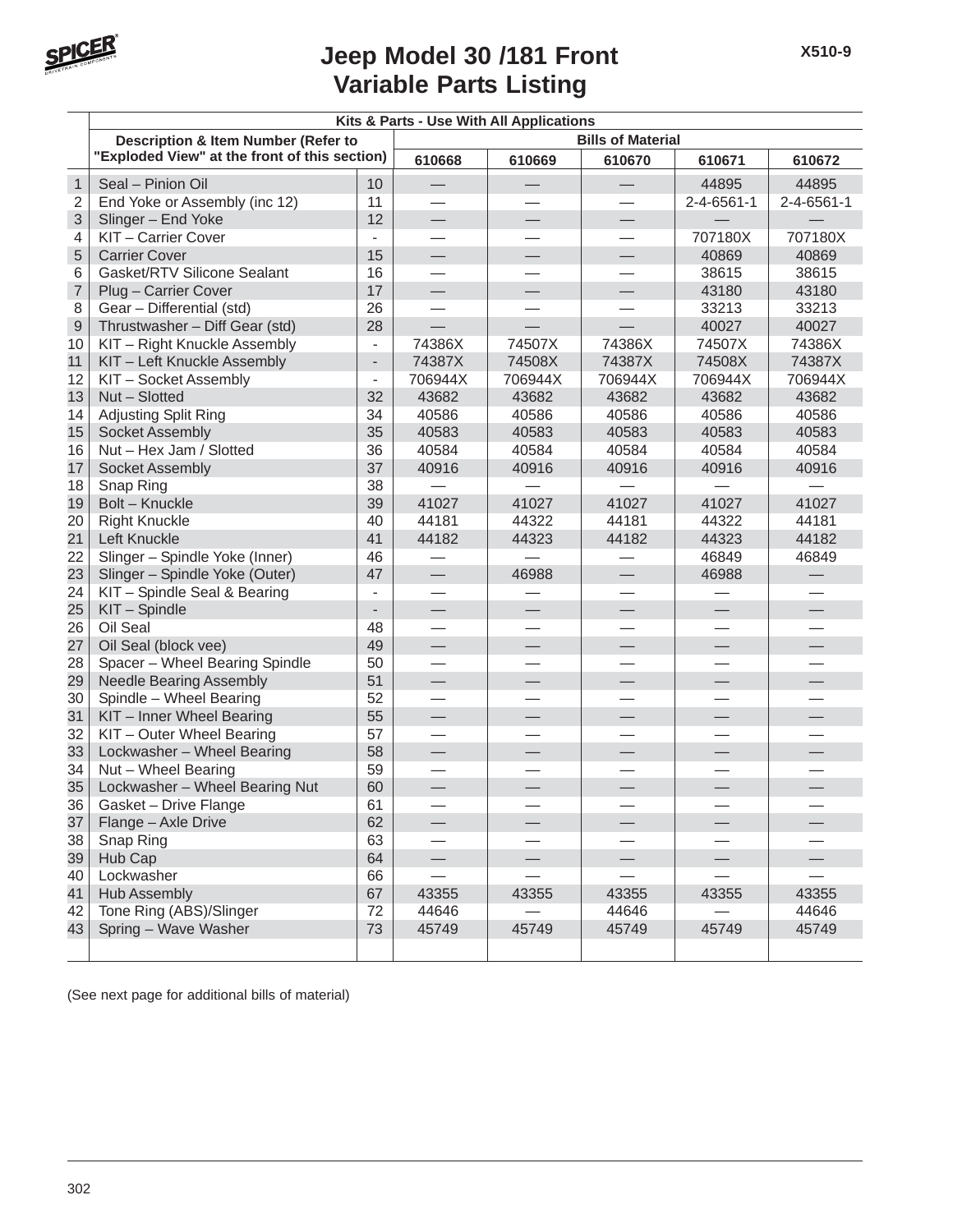# Jeep Model 30 /181 Front
# Variable Parts Listing

X510-9

| | Kits & Parts - Use With All Applications | | | | | | |
|---|---|---|---|---|---|---|---|
| | Description & Item Number (Refer to "Exploded View" at the front of this section) | | Bills of Material | | | | |
| | | | 610668 | 610669 | 610670 | 610671 | 610672 |
| 1 | Seal – Pinion Oil | 10 | — | — | — | 44895 | 44895 |
| 2 | End Yoke or Assembly (inc 12) | 11 | — | — | — | 2-4-6561-1 | 2-4-6561-1 |
| 3 | Slinger – End Yoke | 12 | — | — | — | — | — |
| 4 | KIT – Carrier Cover | - | — | — | — | 707180X | 707180X |
| 5 | Carrier Cover | 15 | — | — | — | 40869 | 40869 |
| 6 | Gasket/RTV Silicone Sealant | 16 | — | — | — | 38615 | 38615 |
| 7 | Plug – Carrier Cover | 17 | — | — | — | 43180 | 43180 |
| 8 | Gear – Differential (std) | 26 | — | — | — | 33213 | 33213 |
| 9 | Thrustwasher – Diff Gear (std) | 28 | — | — | — | 40027 | 40027 |
| 10 | KIT – Right Knuckle Assembly | - | 74386X | 74507X | 74386X | 74507X | 74386X |
| 11 | KIT – Left Knuckle Assembly | - | 74387X | 74508X | 74387X | 74508X | 74387X |
| 12 | KIT – Socket Assembly | - | 706944X | 706944X | 706944X | 706944X | 706944X |
| 13 | Nut – Slotted | 32 | 43682 | 43682 | 43682 | 43682 | 43682 |
| 14 | Adjusting Split Ring | 34 | 40586 | 40586 | 40586 | 40586 | 40586 |
| 15 | Socket Assembly | 35 | 40583 | 40583 | 40583 | 40583 | 40583 |
| 16 | Nut – Hex Jam / Slotted | 36 | 40584 | 40584 | 40584 | 40584 | 40584 |
| 17 | Socket Assembly | 37 | 40916 | 40916 | 40916 | 40916 | 40916 |
| 18 | Snap Ring | 38 | — | — | — | — | — |
| 19 | Bolt – Knuckle | 39 | 41027 | 41027 | 41027 | 41027 | 41027 |
| 20 | Right Knuckle | 40 | 44181 | 44322 | 44181 | 44322 | 44181 |
| 21 | Left Knuckle | 41 | 44182 | 44323 | 44182 | 44323 | 44182 |
| 22 | Slinger – Spindle Yoke (Inner) | 46 | — | — | — | 46849 | 46849 |
| 23 | Slinger – Spindle Yoke (Outer) | 47 | — | 46988 | — | 46988 | — |
| 24 | KIT – Spindle Seal & Bearing | - | — | — | — | — | — |
| 25 | KIT – Spindle | - | — | — | — | — | — |
| 26 | Oil Seal | 48 | — | — | — | — | — |
| 27 | Oil Seal (block vee) | 49 | — | — | — | — | — |
| 28 | Spacer – Wheel Bearing Spindle | 50 | — | — | — | — | — |
| 29 | Needle Bearing Assembly | 51 | — | — | — | — | — |
| 30 | Spindle – Wheel Bearing | 52 | — | — | — | — | — |
| 31 | KIT – Inner Wheel Bearing | 55 | — | — | — | — | — |
| 32 | KIT – Outer Wheel Bearing | 57 | — | — | — | — | — |
| 33 | Lockwasher – Wheel Bearing | 58 | — | — | — | — | — |
| 34 | Nut – Wheel Bearing | 59 | — | — | — | — | — |
| 35 | Lockwasher – Wheel Bearing Nut | 60 | — | — | — | — | — |
| 36 | Gasket – Drive Flange | 61 | — | — | — | — | — |
| 37 | Flange – Axle Drive | 62 | — | — | — | — | — |
| 38 | Snap Ring | 63 | — | — | — | — | — |
| 39 | Hub Cap | 64 | — | — | — | — | — |
| 40 | Lockwasher | 66 | — | — | — | — | — |
| 41 | Hub Assembly | 67 | 43355 | 43355 | 43355 | 43355 | 43355 |
| 42 | Tone Ring (ABS)/Slinger | 72 | 44646 | — | 44646 | — | 44646 |
| 43 | Spring – Wave Washer | 73 | 45749 | 45749 | 45749 | 45749 | 45749 |

(See next page for additional bills of material)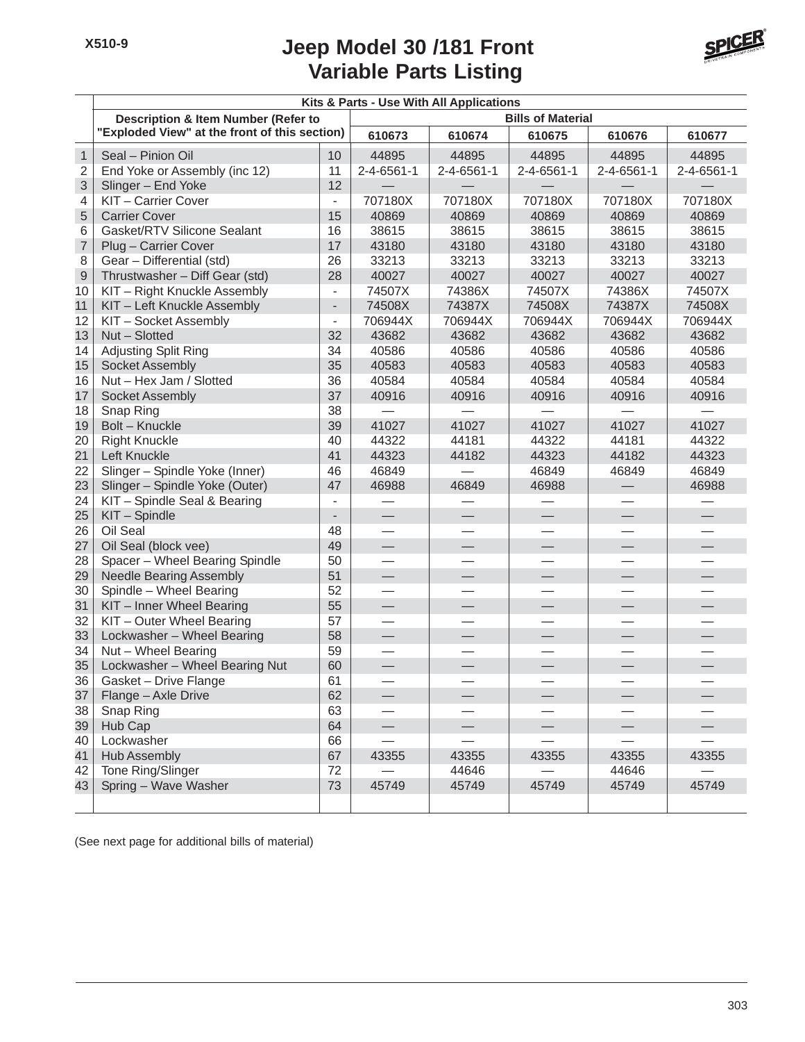# Jeep Model 30 /181 Front Variable Parts Listing

X510-9

| | Kits & Parts - Use With All Applications | | | | | | |
|---|---|---|---|---|---|---|---|
| | Description & Item Number (Refer to "Exploded View" at the front of this section) | | Bills of Material | | | | |
| | | | 610673 | 610674 | 610675 | 610676 | 610677 |
| 1 | Seal – Pinion Oil | 10 | 44895 | 44895 | 44895 | 44895 | 44895 |
| 2 | End Yoke or Assembly (inc 12) | 11 | 2-4-6561-1 | 2-4-6561-1 | 2-4-6561-1 | 2-4-6561-1 | 2-4-6561-1 |
| 3 | Slinger – End Yoke | 12 | — | — | — | — | — |
| 4 | KIT – Carrier Cover | - | 707180X | 707180X | 707180X | 707180X | 707180X |
| 5 | Carrier Cover | 15 | 40869 | 40869 | 40869 | 40869 | 40869 |
| 6 | Gasket/RTV Silicone Sealant | 16 | 38615 | 38615 | 38615 | 38615 | 38615 |
| 7 | Plug – Carrier Cover | 17 | 43180 | 43180 | 43180 | 43180 | 43180 |
| 8 | Gear – Differential (std) | 26 | 33213 | 33213 | 33213 | 33213 | 33213 |
| 9 | Thrustwasher – Diff Gear (std) | 28 | 40027 | 40027 | 40027 | 40027 | 40027 |
| 10 | KIT – Right Knuckle Assembly | - | 74507X | 74386X | 74507X | 74386X | 74507X |
| 11 | KIT – Left Knuckle Assembly | - | 74508X | 74387X | 74508X | 74387X | 74508X |
| 12 | KIT – Socket Assembly | - | 706944X | 706944X | 706944X | 706944X | 706944X |
| 13 | Nut – Slotted | 32 | 43682 | 43682 | 43682 | 43682 | 43682 |
| 14 | Adjusting Split Ring | 34 | 40586 | 40586 | 40586 | 40586 | 40586 |
| 15 | Socket Assembly | 35 | 40583 | 40583 | 40583 | 40583 | 40583 |
| 16 | Nut – Hex Jam / Slotted | 36 | 40584 | 40584 | 40584 | 40584 | 40584 |
| 17 | Socket Assembly | 37 | 40916 | 40916 | 40916 | 40916 | 40916 |
| 18 | Snap Ring | 38 | — | — | — | — | — |
| 19 | Bolt – Knuckle | 39 | 41027 | 41027 | 41027 | 41027 | 41027 |
| 20 | Right Knuckle | 40 | 44322 | 44181 | 44322 | 44181 | 44322 |
| 21 | Left Knuckle | 41 | 44323 | 44182 | 44323 | 44182 | 44323 |
| 22 | Slinger – Spindle Yoke (Inner) | 46 | 46849 | — | 46849 | 46849 | 46849 |
| 23 | Slinger – Spindle Yoke (Outer) | 47 | 46988 | 46849 | 46988 | — | 46988 |
| 24 | KIT – Spindle Seal & Bearing | - | — | — | — | — | — |
| 25 | KIT – Spindle | - | — | — | — | — | — |
| 26 | Oil Seal | 48 | — | — | — | — | — |
| 27 | Oil Seal (block vee) | 49 | — | — | — | — | — |
| 28 | Spacer – Wheel Bearing Spindle | 50 | — | — | — | — | — |
| 29 | Needle Bearing Assembly | 51 | — | — | — | — | — |
| 30 | Spindle – Wheel Bearing | 52 | — | — | — | — | — |
| 31 | KIT – Inner Wheel Bearing | 55 | — | — | — | — | — |
| 32 | KIT – Outer Wheel Bearing | 57 | — | — | — | — | — |
| 33 | Lockwasher – Wheel Bearing | 58 | — | — | — | — | — |
| 34 | Nut – Wheel Bearing | 59 | — | — | — | — | — |
| 35 | Lockwasher – Wheel Bearing Nut | 60 | — | — | — | — | — |
| 36 | Gasket – Drive Flange | 61 | — | — | — | — | — |
| 37 | Flange – Axle Drive | 62 | — | — | — | — | — |
| 38 | Snap Ring | 63 | — | — | — | — | — |
| 39 | Hub Cap | 64 | — | — | — | — | — |
| 40 | Lockwasher | 66 | — | — | — | — | — |
| 41 | Hub Assembly | 67 | 43355 | 43355 | 43355 | 43355 | 43355 |
| 42 | Tone Ring/Slinger | 72 | — | 44646 | — | 44646 | — |
| 43 | Spring – Wave Washer | 73 | 45749 | 45749 | 45749 | 45749 | 45749 |

(See next page for additional bills of material)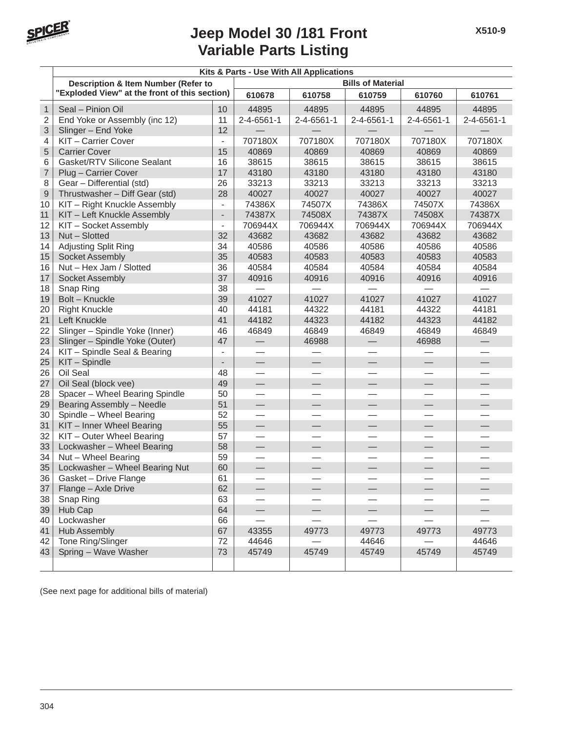# Jeep Model 30 /181 Front Variable Parts Listing

X510-9

| | Kits & Parts - Use With All Applications | | | | | | |
|---|---|---|---|---|---|---|---|
| | Description & Item Number (Refer to "Exploded View" at the front of this section) | | Bills of Material | | | | |
| | | | 610678 | 610758 | 610759 | 610760 | 610761 |
| 1 | Seal – Pinion Oil | 10 | 44895 | 44895 | 44895 | 44895 | 44895 |
| 2 | End Yoke or Assembly (inc 12) | 11 | 2-4-6561-1 | 2-4-6561-1 | 2-4-6561-1 | 2-4-6561-1 | 2-4-6561-1 |
| 3 | Slinger – End Yoke | 12 | — | — | — | — | — |
| 4 | KIT – Carrier Cover | - | 707180X | 707180X | 707180X | 707180X | 707180X |
| 5 | Carrier Cover | 15 | 40869 | 40869 | 40869 | 40869 | 40869 |
| 6 | Gasket/RTV Silicone Sealant | 16 | 38615 | 38615 | 38615 | 38615 | 38615 |
| 7 | Plug – Carrier Cover | 17 | 43180 | 43180 | 43180 | 43180 | 43180 |
| 8 | Gear – Differential (std) | 26 | 33213 | 33213 | 33213 | 33213 | 33213 |
| 9 | Thrustwasher – Diff Gear (std) | 28 | 40027 | 40027 | 40027 | 40027 | 40027 |
| 10 | KIT – Right Knuckle Assembly | - | 74386X | 74507X | 74386X | 74507X | 74386X |
| 11 | KIT – Left Knuckle Assembly | - | 74387X | 74508X | 74387X | 74508X | 74387X |
| 12 | KIT – Socket Assembly | - | 706944X | 706944X | 706944X | 706944X | 706944X |
| 13 | Nut – Slotted | 32 | 43682 | 43682 | 43682 | 43682 | 43682 |
| 14 | Adjusting Split Ring | 34 | 40586 | 40586 | 40586 | 40586 | 40586 |
| 15 | Socket Assembly | 35 | 40583 | 40583 | 40583 | 40583 | 40583 |
| 16 | Nut – Hex Jam / Slotted | 36 | 40584 | 40584 | 40584 | 40584 | 40584 |
| 17 | Socket Assembly | 37 | 40916 | 40916 | 40916 | 40916 | 40916 |
| 18 | Snap Ring | 38 | — | — | — | — | — |
| 19 | Bolt – Knuckle | 39 | 41027 | 41027 | 41027 | 41027 | 41027 |
| 20 | Right Knuckle | 40 | 44181 | 44322 | 44181 | 44322 | 44181 |
| 21 | Left Knuckle | 41 | 44182 | 44323 | 44182 | 44323 | 44182 |
| 22 | Slinger – Spindle Yoke (Inner) | 46 | 46849 | 46849 | 46849 | 46849 | 46849 |
| 23 | Slinger – Spindle Yoke (Outer) | 47 | — | 46988 | — | 46988 | — |
| 24 | KIT – Spindle Seal & Bearing | - | — | — | — | — | — |
| 25 | KIT – Spindle | - | — | — | — | — | — |
| 26 | Oil Seal | 48 | — | — | — | — | — |
| 27 | Oil Seal (block vee) | 49 | — | — | — | — | — |
| 28 | Spacer – Wheel Bearing Spindle | 50 | — | — | — | — | — |
| 29 | Bearing Assembly – Needle | 51 | — | — | — | — | — |
| 30 | Spindle – Wheel Bearing | 52 | — | — | — | — | — |
| 31 | KIT – Inner Wheel Bearing | 55 | — | — | — | — | — |
| 32 | KIT – Outer Wheel Bearing | 57 | — | — | — | — | — |
| 33 | Lockwasher – Wheel Bearing | 58 | — | — | — | — | — |
| 34 | Nut – Wheel Bearing | 59 | — | — | — | — | — |
| 35 | Lockwasher – Wheel Bearing Nut | 60 | — | — | — | — | — |
| 36 | Gasket – Drive Flange | 61 | — | — | — | — | — |
| 37 | Flange – Axle Drive | 62 | — | — | — | — | — |
| 38 | Snap Ring | 63 | — | — | — | — | — |
| 39 | Hub Cap | 64 | — | — | — | — | — |
| 40 | Lockwasher | 66 | — | — | — | — | — |
| 41 | Hub Assembly | 67 | 43355 | 49773 | 49773 | 49773 | 49773 |
| 42 | Tone Ring/Slinger | 72 | 44646 | — | 44646 | — | 44646 |
| 43 | Spring – Wave Washer | 73 | 45749 | 45749 | 45749 | 45749 | 45749 |

(See next page for additional bills of material)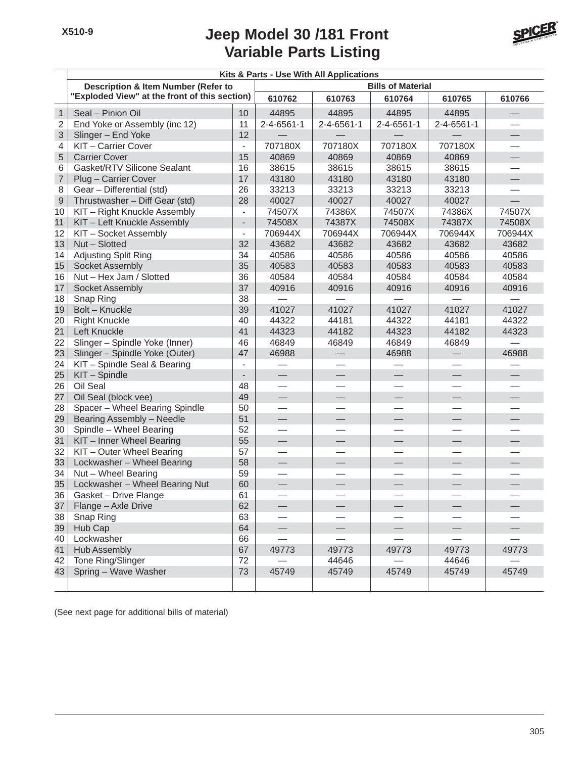# Jeep Model 30 /181 Front Variable Parts Listing

X510-9

| | Kits & Parts - Use With All Applications | | | | | | |
|---|---|---|---|---|---|---|---|
| | Description & Item Number (Refer to "Exploded View" at the front of this section) | | Bills of Material | | | | |
| | | | 610762 | 610763 | 610764 | 610765 | 610766 |
| 1 | Seal – Pinion Oil | 10 | 44895 | 44895 | 44895 | 44895 | — |
| 2 | End Yoke or Assembly (inc 12) | 11 | 2-4-6561-1 | 2-4-6561-1 | 2-4-6561-1 | 2-4-6561-1 | — |
| 3 | Slinger – End Yoke | 12 | — | — | — | — | — |
| 4 | KIT – Carrier Cover | - | 707180X | 707180X | 707180X | 707180X | — |
| 5 | Carrier Cover | 15 | 40869 | 40869 | 40869 | 40869 | — |
| 6 | Gasket/RTV Silicone Sealant | 16 | 38615 | 38615 | 38615 | 38615 | — |
| 7 | Plug – Carrier Cover | 17 | 43180 | 43180 | 43180 | 43180 | — |
| 8 | Gear – Differential (std) | 26 | 33213 | 33213 | 33213 | 33213 | — |
| 9 | Thrustwasher – Diff Gear (std) | 28 | 40027 | 40027 | 40027 | 40027 | — |
| 10 | KIT – Right Knuckle Assembly | - | 74507X | 74386X | 74507X | 74386X | 74507X |
| 11 | KIT – Left Knuckle Assembly | - | 74508X | 74387X | 74508X | 74387X | 74508X |
| 12 | KIT – Socket Assembly | - | 706944X | 706944X | 706944X | 706944X | 706944X |
| 13 | Nut – Slotted | 32 | 43682 | 43682 | 43682 | 43682 | 43682 |
| 14 | Adjusting Split Ring | 34 | 40586 | 40586 | 40586 | 40586 | 40586 |
| 15 | Socket Assembly | 35 | 40583 | 40583 | 40583 | 40583 | 40583 |
| 16 | Nut – Hex Jam / Slotted | 36 | 40584 | 40584 | 40584 | 40584 | 40584 |
| 17 | Socket Assembly | 37 | 40916 | 40916 | 40916 | 40916 | 40916 |
| 18 | Snap Ring | 38 | — | — | — | — | — |
| 19 | Bolt – Knuckle | 39 | 41027 | 41027 | 41027 | 41027 | 41027 |
| 20 | Right Knuckle | 40 | 44322 | 44181 | 44322 | 44181 | 44322 |
| 21 | Left Knuckle | 41 | 44323 | 44182 | 44323 | 44182 | 44323 |
| 22 | Slinger – Spindle Yoke (Inner) | 46 | 46849 | 46849 | 46849 | 46849 | — |
| 23 | Slinger – Spindle Yoke (Outer) | 47 | 46988 | — | 46988 | — | 46988 |
| 24 | KIT – Spindle Seal & Bearing | - | — | — | — | — | — |
| 25 | KIT – Spindle | - | — | — | — | — | — |
| 26 | Oil Seal | 48 | — | — | — | — | — |
| 27 | Oil Seal (block vee) | 49 | — | — | — | — | — |
| 28 | Spacer – Wheel Bearing Spindle | 50 | — | — | — | — | — |
| 29 | Bearing Assembly – Needle | 51 | — | — | — | — | — |
| 30 | Spindle – Wheel Bearing | 52 | — | — | — | — | — |
| 31 | KIT – Inner Wheel Bearing | 55 | — | — | — | — | — |
| 32 | KIT – Outer Wheel Bearing | 57 | — | — | — | — | — |
| 33 | Lockwasher – Wheel Bearing | 58 | — | — | — | — | — |
| 34 | Nut – Wheel Bearing | 59 | — | — | — | — | — |
| 35 | Lockwasher – Wheel Bearing Nut | 60 | — | — | — | — | — |
| 36 | Gasket – Drive Flange | 61 | — | — | — | — | — |
| 37 | Flange – Axle Drive | 62 | — | — | — | — | — |
| 38 | Snap Ring | 63 | — | — | — | — | — |
| 39 | Hub Cap | 64 | — | — | — | — | — |
| 40 | Lockwasher | 66 | — | — | — | — | — |
| 41 | Hub Assembly | 67 | 49773 | 49773 | 49773 | 49773 | 49773 |
| 42 | Tone Ring/Slinger | 72 | — | 44646 | — | 44646 | — |
| 43 | Spring – Wave Washer | 73 | 45749 | 45749 | 45749 | 45749 | 45749 |

(See next page for additional bills of material)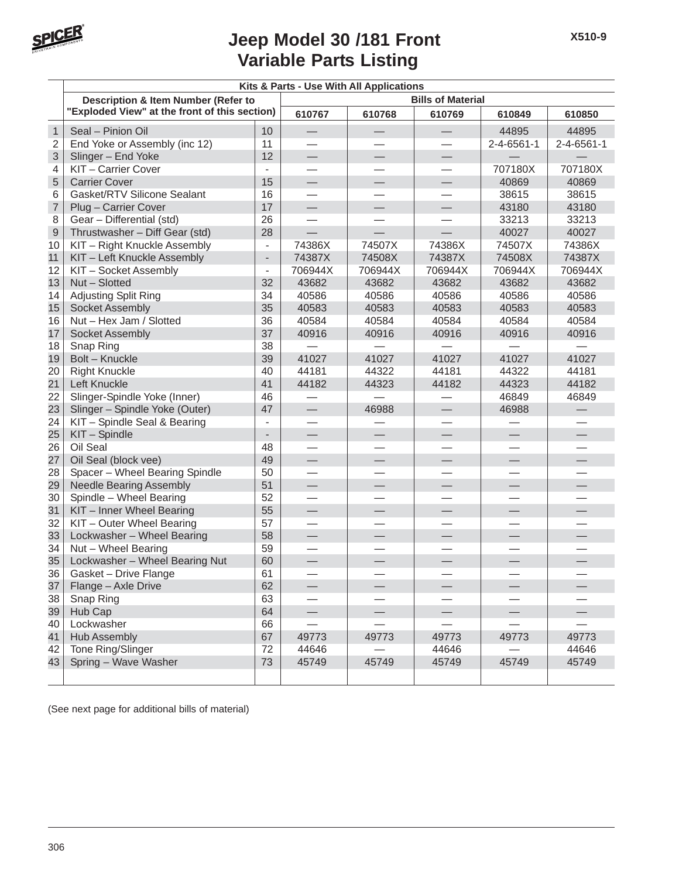# Jeep Model 30 /181 Front Variable Parts Listing

X510-9

| | Kits & Parts - Use With All Applications | | | | | | |
|---|---|---|---|---|---|---|---|
| | Description & Item Number (Refer to "Exploded View" at the front of this section) | | Bills of Material | | | | |
| | | | 610767 | 610768 | 610769 | 610849 | 610850 |
| 1 | Seal – Pinion Oil | 10 | — | — | — | 44895 | 44895 |
| 2 | End Yoke or Assembly (inc 12) | 11 | — | — | — | 2-4-6561-1 | 2-4-6561-1 |
| 3 | Slinger – End Yoke | 12 | — | — | — | — | — |
| 4 | KIT – Carrier Cover | - | — | — | — | 707180X | 707180X |
| 5 | Carrier Cover | 15 | — | — | — | 40869 | 40869 |
| 6 | Gasket/RTV Silicone Sealant | 16 | — | — | — | 38615 | 38615 |
| 7 | Plug – Carrier Cover | 17 | — | — | — | 43180 | 43180 |
| 8 | Gear – Differential (std) | 26 | — | — | — | 33213 | 33213 |
| 9 | Thrustwasher – Diff Gear (std) | 28 | — | — | — | 40027 | 40027 |
| 10 | KIT – Right Knuckle Assembly | - | 74386X | 74507X | 74386X | 74507X | 74386X |
| 11 | KIT – Left Knuckle Assembly | - | 74387X | 74508X | 74387X | 74508X | 74387X |
| 12 | KIT – Socket Assembly | - | 706944X | 706944X | 706944X | 706944X | 706944X |
| 13 | Nut – Slotted | 32 | 43682 | 43682 | 43682 | 43682 | 43682 |
| 14 | Adjusting Split Ring | 34 | 40586 | 40586 | 40586 | 40586 | 40586 |
| 15 | Socket Assembly | 35 | 40583 | 40583 | 40583 | 40583 | 40583 |
| 16 | Nut – Hex Jam / Slotted | 36 | 40584 | 40584 | 40584 | 40584 | 40584 |
| 17 | Socket Assembly | 37 | 40916 | 40916 | 40916 | 40916 | 40916 |
| 18 | Snap Ring | 38 | — | — | — | — | — |
| 19 | Bolt – Knuckle | 39 | 41027 | 41027 | 41027 | 41027 | 41027 |
| 20 | Right Knuckle | 40 | 44181 | 44322 | 44181 | 44322 | 44181 |
| 21 | Left Knuckle | 41 | 44182 | 44323 | 44182 | 44323 | 44182 |
| 22 | Slinger-Spindle Yoke (Inner) | 46 | — | — | — | 46849 | 46849 |
| 23 | Slinger – Spindle Yoke (Outer) | 47 | — | 46988 | — | 46988 | — |
| 24 | KIT – Spindle Seal & Bearing | - | — | — | — | — | — |
| 25 | KIT – Spindle | - | — | — | — | — | — |
| 26 | Oil Seal | 48 | — | — | — | — | — |
| 27 | Oil Seal (block vee) | 49 | — | — | — | — | — |
| 28 | Spacer – Wheel Bearing Spindle | 50 | — | — | — | — | — |
| 29 | Needle Bearing Assembly | 51 | — | — | — | — | — |
| 30 | Spindle – Wheel Bearing | 52 | — | — | — | — | — |
| 31 | KIT – Inner Wheel Bearing | 55 | — | — | — | — | — |
| 32 | KIT – Outer Wheel Bearing | 57 | — | — | — | — | — |
| 33 | Lockwasher – Wheel Bearing | 58 | — | — | — | — | — |
| 34 | Nut – Wheel Bearing | 59 | — | — | — | — | — |
| 35 | Lockwasher – Wheel Bearing Nut | 60 | — | — | — | — | — |
| 36 | Gasket – Drive Flange | 61 | — | — | — | — | — |
| 37 | Flange – Axle Drive | 62 | — | — | — | — | — |
| 38 | Snap Ring | 63 | — | — | — | — | — |
| 39 | Hub Cap | 64 | — | — | — | — | — |
| 40 | Lockwasher | 66 | — | — | — | — | — |
| 41 | Hub Assembly | 67 | 49773 | 49773 | 49773 | 49773 | 49773 |
| 42 | Tone Ring/Slinger | 72 | 44646 | — | 44646 | — | 44646 |
| 43 | Spring – Wave Washer | 73 | 45749 | 45749 | 45749 | 45749 | 45749 |

(See next page for additional bills of material)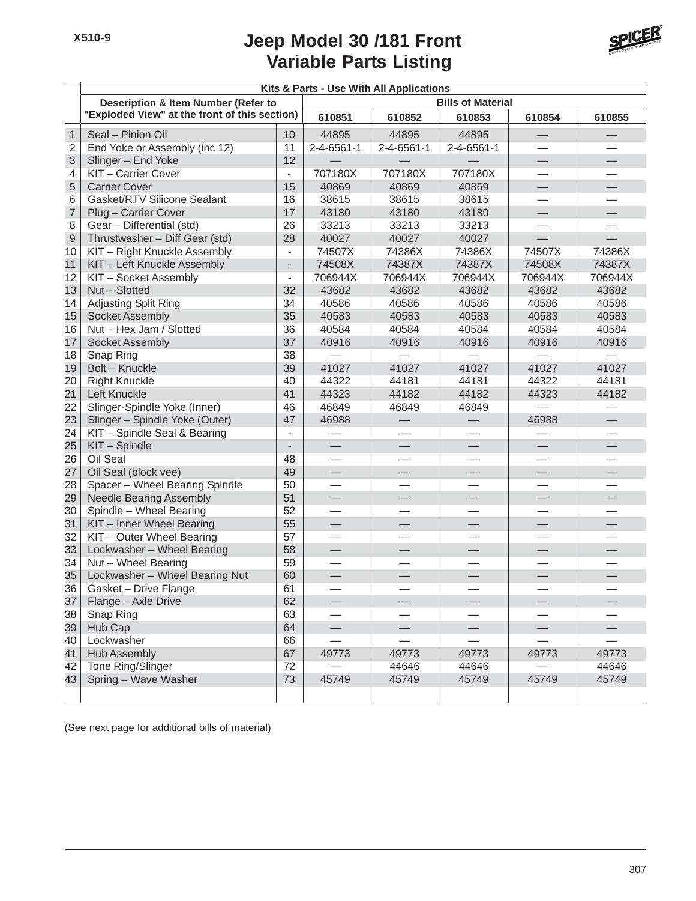X510-9

# Jeep Model 30 /181 Front
# Variable Parts Listing

| | Kits & Parts - Use With All Applications | | | | | | |
|---|---|---|---|---|---|---|---|
| | Description & Item Number (Refer to "Exploded View" at the front of this section) | | Bills of Material | | | | |
| | | | 610851 | 610852 | 610853 | 610854 | 610855 |
| 1 | Seal – Pinion Oil | 10 | 44895 | 44895 | 44895 | — | — |
| 2 | End Yoke or Assembly (inc 12) | 11 | 2-4-6561-1 | 2-4-6561-1 | 2-4-6561-1 | — | — |
| 3 | Slinger – End Yoke | 12 | — | — | — | — | — |
| 4 | KIT – Carrier Cover | - | 707180X | 707180X | 707180X | — | — |
| 5 | Carrier Cover | 15 | 40869 | 40869 | 40869 | — | — |
| 6 | Gasket/RTV Silicone Sealant | 16 | 38615 | 38615 | 38615 | — | — |
| 7 | Plug – Carrier Cover | 17 | 43180 | 43180 | 43180 | — | — |
| 8 | Gear – Differential (std) | 26 | 33213 | 33213 | 33213 | — | — |
| 9 | Thrustwasher – Diff Gear (std) | 28 | 40027 | 40027 | 40027 | — | — |
| 10 | KIT – Right Knuckle Assembly | - | 74507X | 74386X | 74386X | 74507X | 74386X |
| 11 | KIT – Left Knuckle Assembly | - | 74508X | 74387X | 74387X | 74508X | 74387X |
| 12 | KIT – Socket Assembly | - | 706944X | 706944X | 706944X | 706944X | 706944X |
| 13 | Nut – Slotted | 32 | 43682 | 43682 | 43682 | 43682 | 43682 |
| 14 | Adjusting Split Ring | 34 | 40586 | 40586 | 40586 | 40586 | 40586 |
| 15 | Socket Assembly | 35 | 40583 | 40583 | 40583 | 40583 | 40583 |
| 16 | Nut – Hex Jam / Slotted | 36 | 40584 | 40584 | 40584 | 40584 | 40584 |
| 17 | Socket Assembly | 37 | 40916 | 40916 | 40916 | 40916 | 40916 |
| 18 | Snap Ring | 38 | — | — | — | — | — |
| 19 | Bolt – Knuckle | 39 | 41027 | 41027 | 41027 | 41027 | 41027 |
| 20 | Right Knuckle | 40 | 44322 | 44181 | 44181 | 44322 | 44181 |
| 21 | Left Knuckle | 41 | 44323 | 44182 | 44182 | 44323 | 44182 |
| 22 | Slinger-Spindle Yoke (Inner) | 46 | 46849 | 46849 | 46849 | — | — |
| 23 | Slinger – Spindle Yoke (Outer) | 47 | 46988 | — | — | 46988 | — |
| 24 | KIT – Spindle Seal & Bearing | - | — | — | — | — | — |
| 25 | KIT – Spindle | - | — | — | — | — | — |
| 26 | Oil Seal | 48 | — | — | — | — | — |
| 27 | Oil Seal (block vee) | 49 | — | — | — | — | — |
| 28 | Spacer – Wheel Bearing Spindle | 50 | — | — | — | — | — |
| 29 | Needle Bearing Assembly | 51 | — | — | — | — | — |
| 30 | Spindle – Wheel Bearing | 52 | — | — | — | — | — |
| 31 | KIT – Inner Wheel Bearing | 55 | — | — | — | — | — |
| 32 | KIT – Outer Wheel Bearing | 57 | — | — | — | — | — |
| 33 | Lockwasher – Wheel Bearing | 58 | — | — | — | — | — |
| 34 | Nut – Wheel Bearing | 59 | — | — | — | — | — |
| 35 | Lockwasher – Wheel Bearing Nut | 60 | — | — | — | — | — |
| 36 | Gasket – Drive Flange | 61 | — | — | — | — | — |
| 37 | Flange – Axle Drive | 62 | — | — | — | — | — |
| 38 | Snap Ring | 63 | — | — | — | — | — |
| 39 | Hub Cap | 64 | — | — | — | — | — |
| 40 | Lockwasher | 66 | — | — | — | — | — |
| 41 | Hub Assembly | 67 | 49773 | 49773 | 49773 | 49773 | 49773 |
| 42 | Tone Ring/Slinger | 72 | — | 44646 | 44646 | — | 44646 |
| 43 | Spring – Wave Washer | 73 | 45749 | 45749 | 45749 | 45749 | 45749 |

(See next page for additional bills of material)